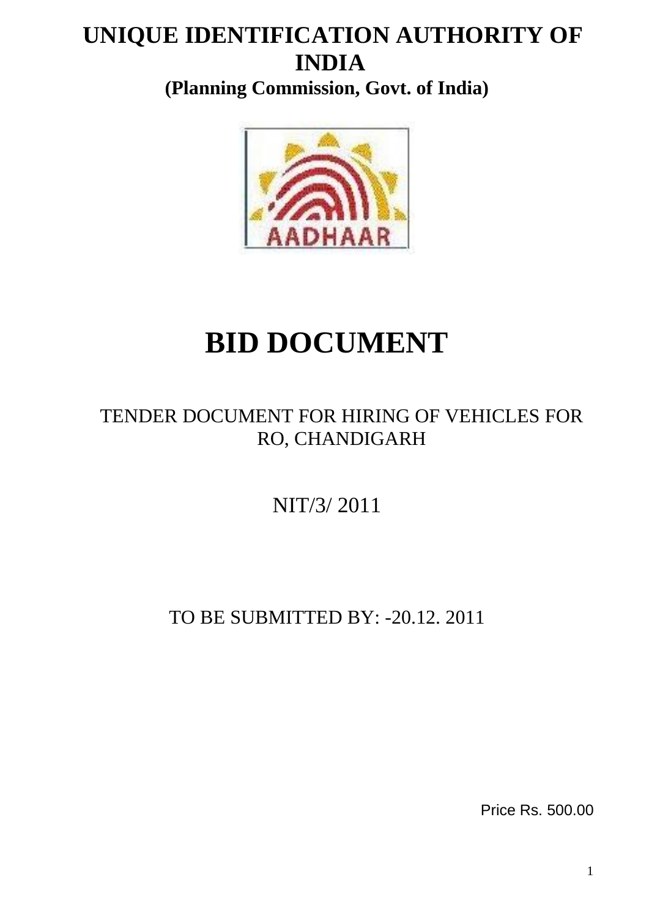# UNIQUE IDENTIFICATION AUTHORITY OF INDIA

**(Planning Commission, Govt. of India)**

# BID DOCUMENT

TENDER DOCUMENT FOR HIRING OF VEHICLES FOR RO, CHANDIGARH

NIT/3/ 2011

TO BE SUBMITTED BY: -20.12. 2011

Price Rs. 500.00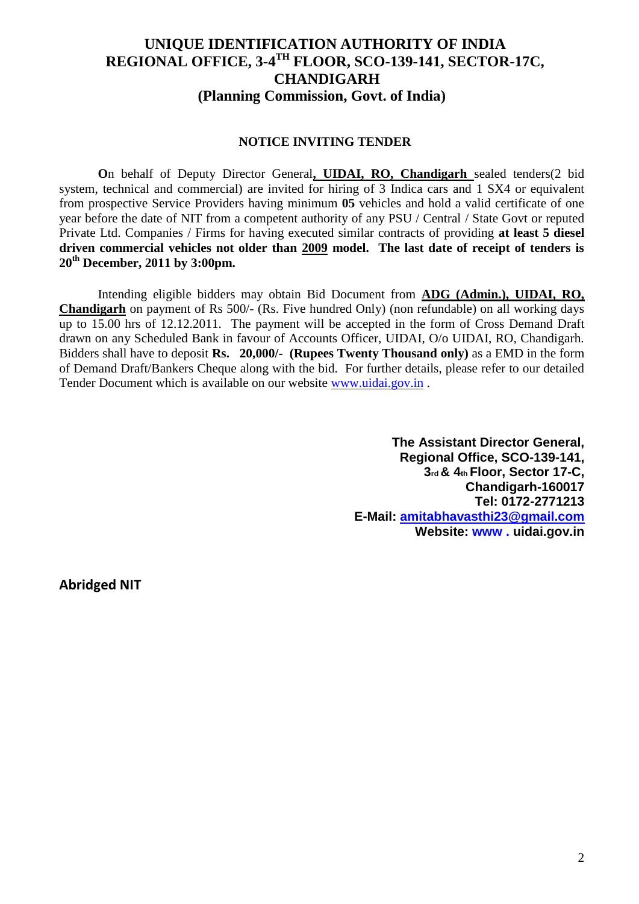# UNIQUE IDENTIFICATION AUTHORITY OF INDIA
# REGIONAL OFFICE, 3-4TH FLOOR, SCO-139-141, SECTOR-17C, CHANDIGARH
# (Planning Commission, Govt. of India)

**NOTICE INVITING TENDER**

**O**n behalf of Deputy Director General**, UIDAI, RO, Chandigarh** sealed tenders(2 bid system, technical and commercial) are invited for hiring of 3 Indica cars and 1 SX4 or equivalent from prospective Service Providers having minimum **05** vehicles and hold a valid certificate of one year before the date of NIT from a competent authority of any PSU / Central / State Govt or reputed Private Ltd. Companies / Firms for having executed similar contracts of providing **at least 5 diesel driven commercial vehicles not older than 2009 model. The last date of receipt of tenders is 20th December, 2011 by 3:00pm.**

Intending eligible bidders may obtain Bid Document from **ADG (Admin.), UIDAI, RO, Chandigarh** on payment of Rs 500/- (Rs. Five hundred Only) (non refundable) on all working days up to 15.00 hrs of 12.12.2011. The payment will be accepted in the form of Cross Demand Draft drawn on any Scheduled Bank in favour of Accounts Officer, UIDAI, O/o UIDAI, RO, Chandigarh. Bidders shall have to deposit **Rs. 20,000/- (Rupees Twenty Thousand only)** as a EMD in the form of Demand Draft/Bankers Cheque along with the bid. For further details, please refer to our detailed Tender Document which is available on our website www.uidai.gov.in .

**The Assistant Director General,**
**Regional Office, SCO-139-141,**
**3rd & 4th Floor, Sector 17-C,**
**Chandigarh-160017**
**Tel: 0172-2771213**
**E-Mail: amitabhavasthi23@gmail.com**
**Website: www . uidai.gov.in**

**Abridged NIT**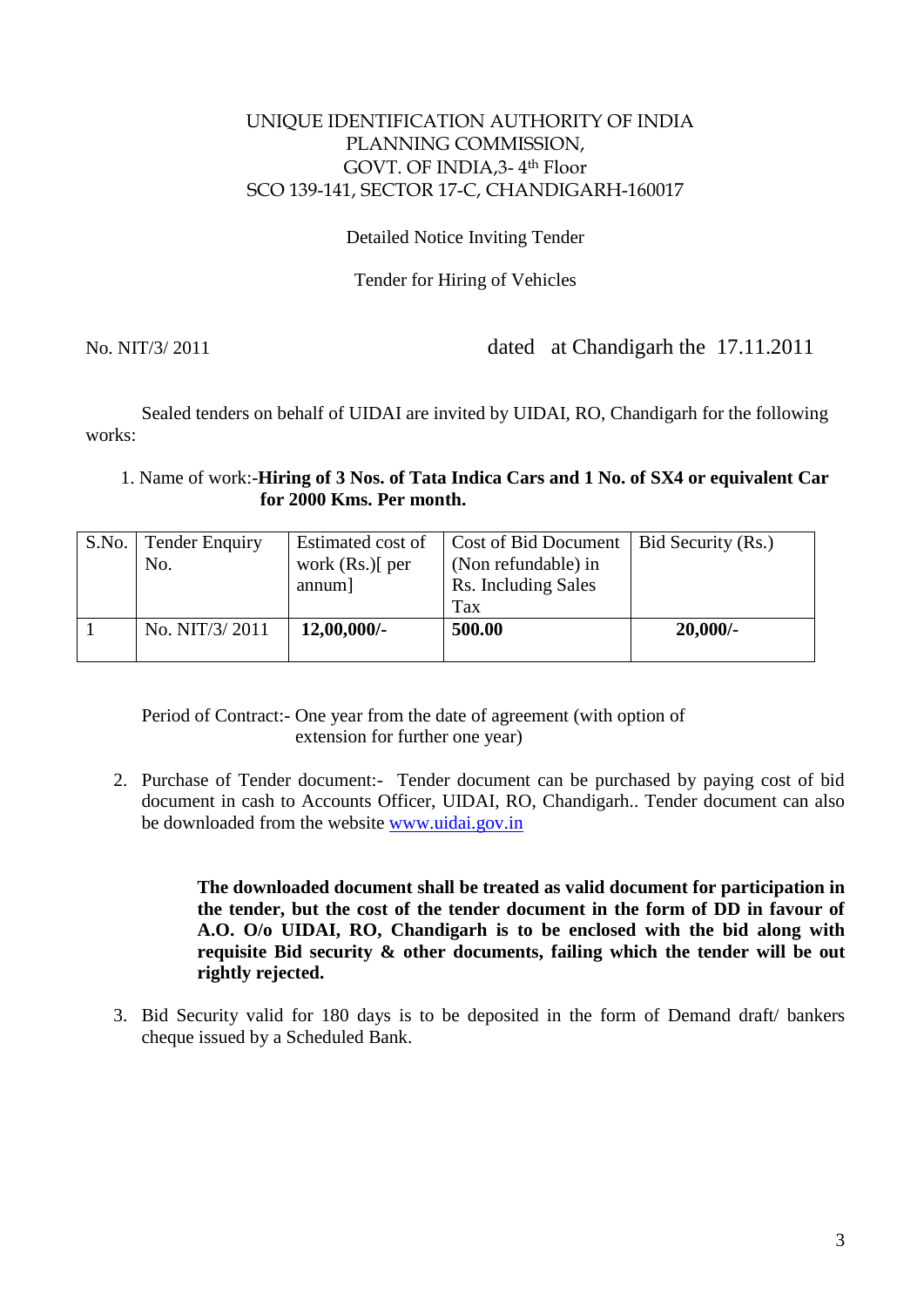UNIQUE IDENTIFICATION AUTHORITY OF INDIA
PLANNING COMMISSION,
GOVT. OF INDIA,3- 4th Floor
SCO 139-141, SECTOR 17-C, CHANDIGARH-160017

Detailed Notice Inviting Tender

Tender for Hiring of Vehicles

No. NIT/3/ 2011 dated at Chandigarh the 17.11.2011

Sealed tenders on behalf of UIDAI are invited by UIDAI, RO, Chandigarh for the following works:

1. Name of work:-**Hiring of 3 Nos. of Tata Indica Cars and 1 No. of SX4 or equivalent Car for 2000 Kms. Per month.**

| S.No. | Tender Enquiry No. | Estimated cost of work (Rs.)[ per annum] | Cost of Bid Document (Non refundable) in Rs. Including Sales Tax | Bid Security (Rs.) |
|---|---|---|---|---|
| 1 | No. NIT/3/ 2011 | **12,00,000/-** | **500.00** | **20,000/-** |

Period of Contract:- One year from the date of agreement (with option of extension for further one year)

2. Purchase of Tender document:- Tender document can be purchased by paying cost of bid document in cash to Accounts Officer, UIDAI, RO, Chandigarh.. Tender document can also be downloaded from the website www.uidai.gov.in

   **The downloaded document shall be treated as valid document for participation in the tender, but the cost of the tender document in the form of DD in favour of A.O. O/o UIDAI, RO, Chandigarh is to be enclosed with the bid along with requisite Bid security & other documents, failing which the tender will be out rightly rejected.**

3. Bid Security valid for 180 days is to be deposited in the form of Demand draft/ bankers cheque issued by a Scheduled Bank.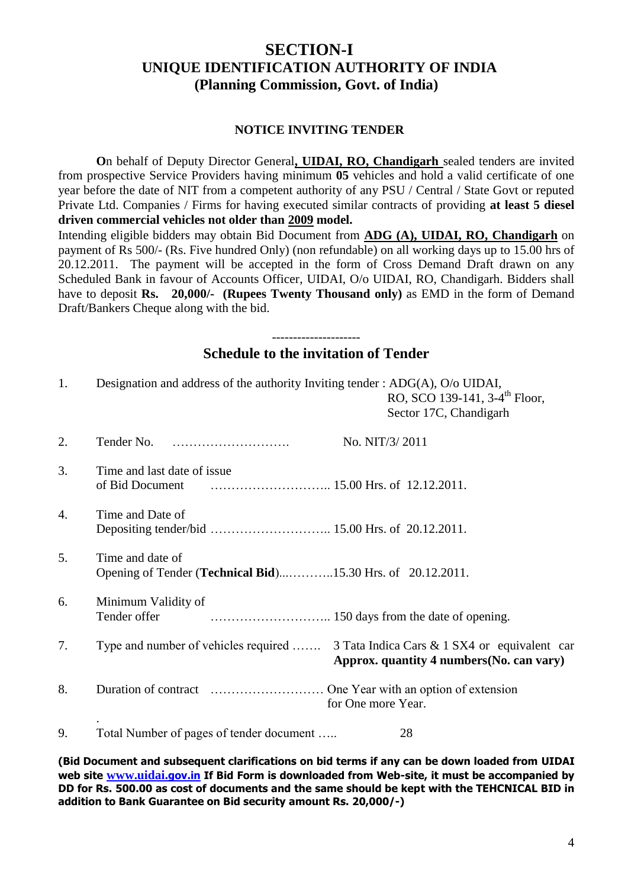# SECTION-I
# UNIQUE IDENTIFICATION AUTHORITY OF INDIA
## (Planning Commission, Govt. of India)

### NOTICE INVITING TENDER

**O**n behalf of Deputy Director General**, UIDAI, RO, Chandigarh** sealed tenders are invited from prospective Service Providers having minimum **05** vehicles and hold a valid certificate of one year before the date of NIT from a competent authority of any PSU / Central / State Govt or reputed Private Ltd. Companies / Firms for having executed similar contracts of providing **at least 5 diesel driven commercial vehicles not older than 2009 model.**

Intending eligible bidders may obtain Bid Document from **ADG (A), UIDAI, RO, Chandigarh** on payment of Rs 500/- (Rs. Five hundred Only) (non refundable) on all working days up to 15.00 hrs of 20.12.2011. The payment will be accepted in the form of Cross Demand Draft drawn on any Scheduled Bank in favour of Accounts Officer, UIDAI, O/o UIDAI, RO, Chandigarh. Bidders shall have to deposit **Rs. 20,000/- (Rupees Twenty Thousand only)** as EMD in the form of Demand Draft/Bankers Cheque along with the bid.

---------------------

## Schedule to the invitation of Tender

1. Designation and address of the authority Inviting tender : ADG(A), O/o UIDAI, RO, SCO 139-141, 3-4th Floor, Sector 17C, Chandigarh
2. Tender No. ………………………. No. NIT/3/ 2011
3. Time and last date of issue of Bid Document ……………………….. 15.00 Hrs. of 12.12.2011.
4. Time and Date of Depositing tender/bid ……………………….. 15.00 Hrs. of 20.12.2011.
5. Time and date of Opening of Tender (**Technical Bid**)...………..15.30 Hrs. of 20.12.2011.
6. Minimum Validity of Tender offer ……………………….. 150 days from the date of opening.
7. Type and number of vehicles required ……. 3 Tata Indica Cars & 1 SX4 or equivalent car **Approx. quantity 4 numbers(No. can vary)**
8. Duration of contract ……………………… One Year with an option of extension for One more Year.
9. Total Number of pages of tender document ….. 28

**(Bid Document and subsequent clarifications on bid terms if any can be down loaded from UIDAI web site www.uidai.gov.in If Bid Form is downloaded from Web-site, it must be accompanied by DD for Rs. 500.00 as cost of documents and the same should be kept with the TEHCNICAL BID in addition to Bank Guarantee on Bid security amount Rs. 20,000/-)**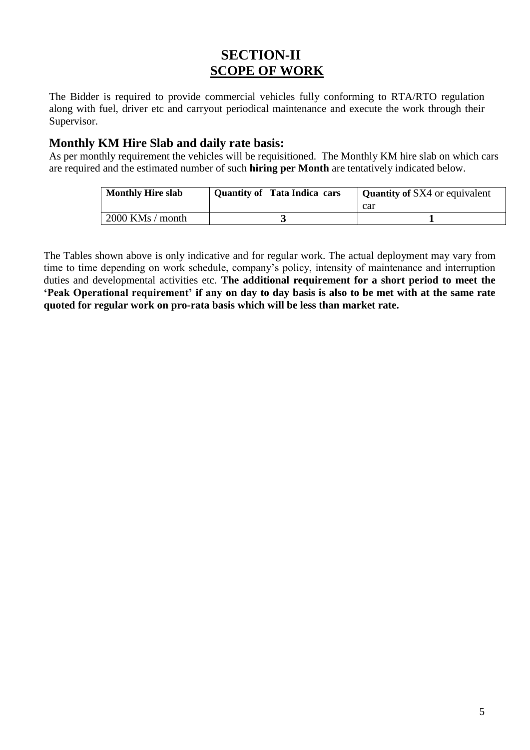# SECTION-II

## SCOPE OF WORK

The Bidder is required to provide commercial vehicles fully conforming to RTA/RTO regulation along with fuel, driver etc and carryout periodical maintenance and execute the work through their Supervisor.

### Monthly KM Hire Slab and daily rate basis:

As per monthly requirement the vehicles will be requisitioned. The Monthly KM hire slab on which cars are required and the estimated number of such **hiring per Month** are tentatively indicated below.

| **Monthly Hire slab** | **Quantity of Tata Indica cars** | **Quantity of** SX4 or equivalent car |
|---|---|---|
| 2000 KMs / month | **3** | **1** |

The Tables shown above is only indicative and for regular work. The actual deployment may vary from time to time depending on work schedule, company's policy, intensity of maintenance and interruption duties and developmental activities etc. **The additional requirement for a short period to meet the 'Peak Operational requirement' if any on day to day basis is also to be met with at the same rate quoted for regular work on pro-rata basis which will be less than market rate.**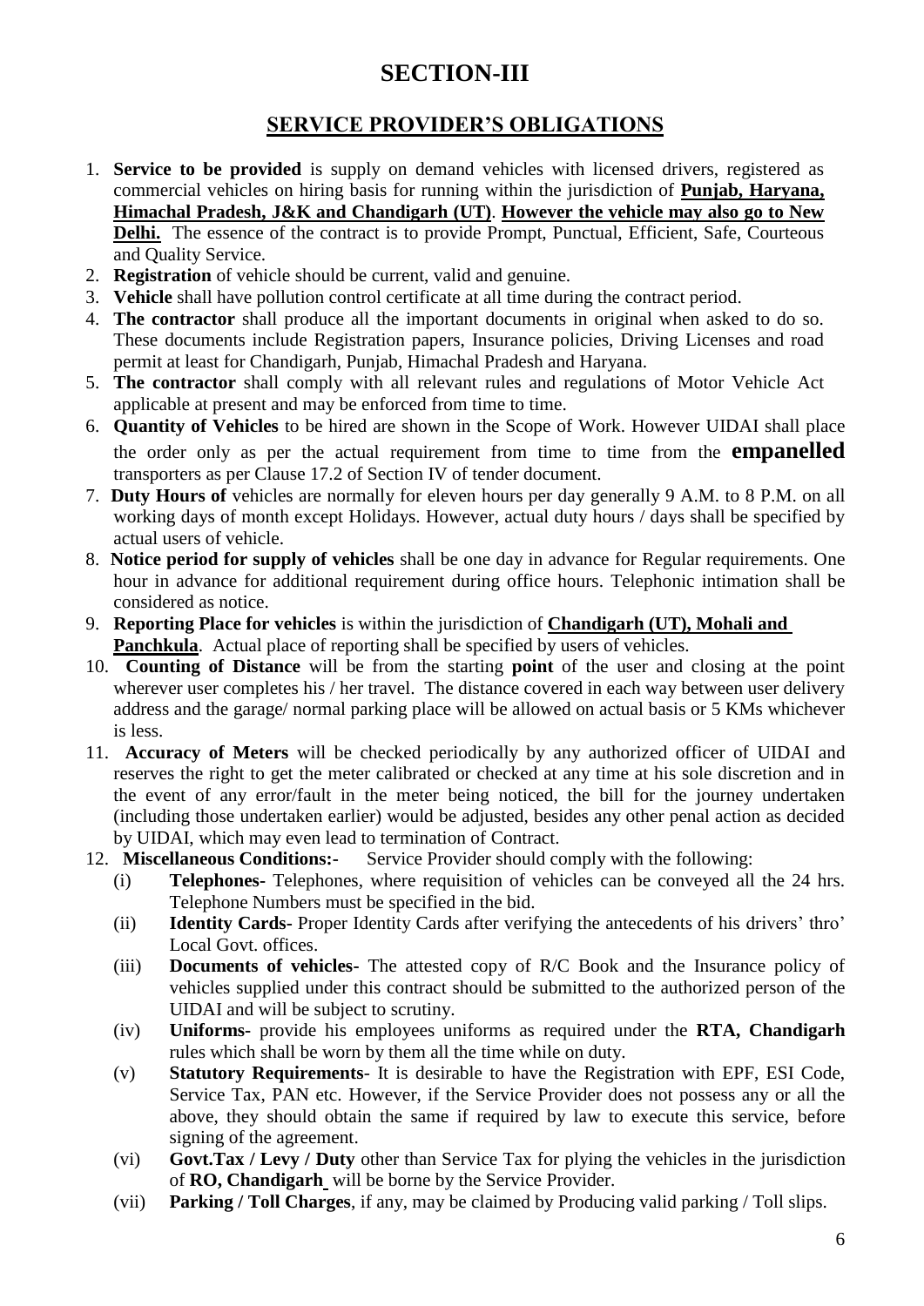# SECTION-III

## SERVICE PROVIDER'S OBLIGATIONS

1. **Service to be provided** is supply on demand vehicles with licensed drivers, registered as commercial vehicles on hiring basis for running within the jurisdiction of **Punjab, Haryana, Himachal Pradesh, J&K and Chandigarh (UT)**. **However the vehicle may also go to New Delhi.** The essence of the contract is to provide Prompt, Punctual, Efficient, Safe, Courteous and Quality Service.
2. **Registration** of vehicle should be current, valid and genuine.
3. **Vehicle** shall have pollution control certificate at all time during the contract period.
4. **The contractor** shall produce all the important documents in original when asked to do so. These documents include Registration papers, Insurance policies, Driving Licenses and road permit at least for Chandigarh, Punjab, Himachal Pradesh and Haryana.
5. **The contractor** shall comply with all relevant rules and regulations of Motor Vehicle Act applicable at present and may be enforced from time to time.
6. **Quantity of Vehicles** to be hired are shown in the Scope of Work. However UIDAI shall place the order only as per the actual requirement from time to time from the **empanelled** transporters as per Clause 17.2 of Section IV of tender document.
7. **Duty Hours of** vehicles are normally for eleven hours per day generally 9 A.M. to 8 P.M. on all working days of month except Holidays. However, actual duty hours / days shall be specified by actual users of vehicle.
8. **Notice period for supply of vehicles** shall be one day in advance for Regular requirements. One hour in advance for additional requirement during office hours. Telephonic intimation shall be considered as notice.
9. **Reporting Place for vehicles** is within the jurisdiction of **Chandigarh (UT), Mohali and Panchkula**. Actual place of reporting shall be specified by users of vehicles.
10. **Counting of Distance** will be from the starting **point** of the user and closing at the point wherever user completes his / her travel. The distance covered in each way between user delivery address and the garage/ normal parking place will be allowed on actual basis or 5 KMs whichever is less.
11. **Accuracy of Meters** will be checked periodically by any authorized officer of UIDAI and reserves the right to get the meter calibrated or checked at any time at his sole discretion and in the event of any error/fault in the meter being noticed, the bill for the journey undertaken (including those undertaken earlier) would be adjusted, besides any other penal action as decided by UIDAI, which may even lead to termination of Contract.
12. **Miscellaneous Conditions:-** Service Provider should comply with the following:
    - (i) **Telephones-** Telephones, where requisition of vehicles can be conveyed all the 24 hrs. Telephone Numbers must be specified in the bid.
    - (ii) **Identity Cards-** Proper Identity Cards after verifying the antecedents of his drivers' thro' Local Govt. offices.
    - (iii) **Documents of vehicles-** The attested copy of R/C Book and the Insurance policy of vehicles supplied under this contract should be submitted to the authorized person of the UIDAI and will be subject to scrutiny.
    - (iv) **Uniforms-** provide his employees uniforms as required under the **RTA, Chandigarh** rules which shall be worn by them all the time while on duty.
    - (v) **Statutory Requirements**- It is desirable to have the Registration with EPF, ESI Code, Service Tax, PAN etc. However, if the Service Provider does not possess any or all the above, they should obtain the same if required by law to execute this service, before signing of the agreement.
    - (vi) **Govt.Tax / Levy / Duty** other than Service Tax for plying the vehicles in the jurisdiction of **RO, Chandigarh** will be borne by the Service Provider.
    - (vii) **Parking / Toll Charges**, if any, may be claimed by Producing valid parking / Toll slips.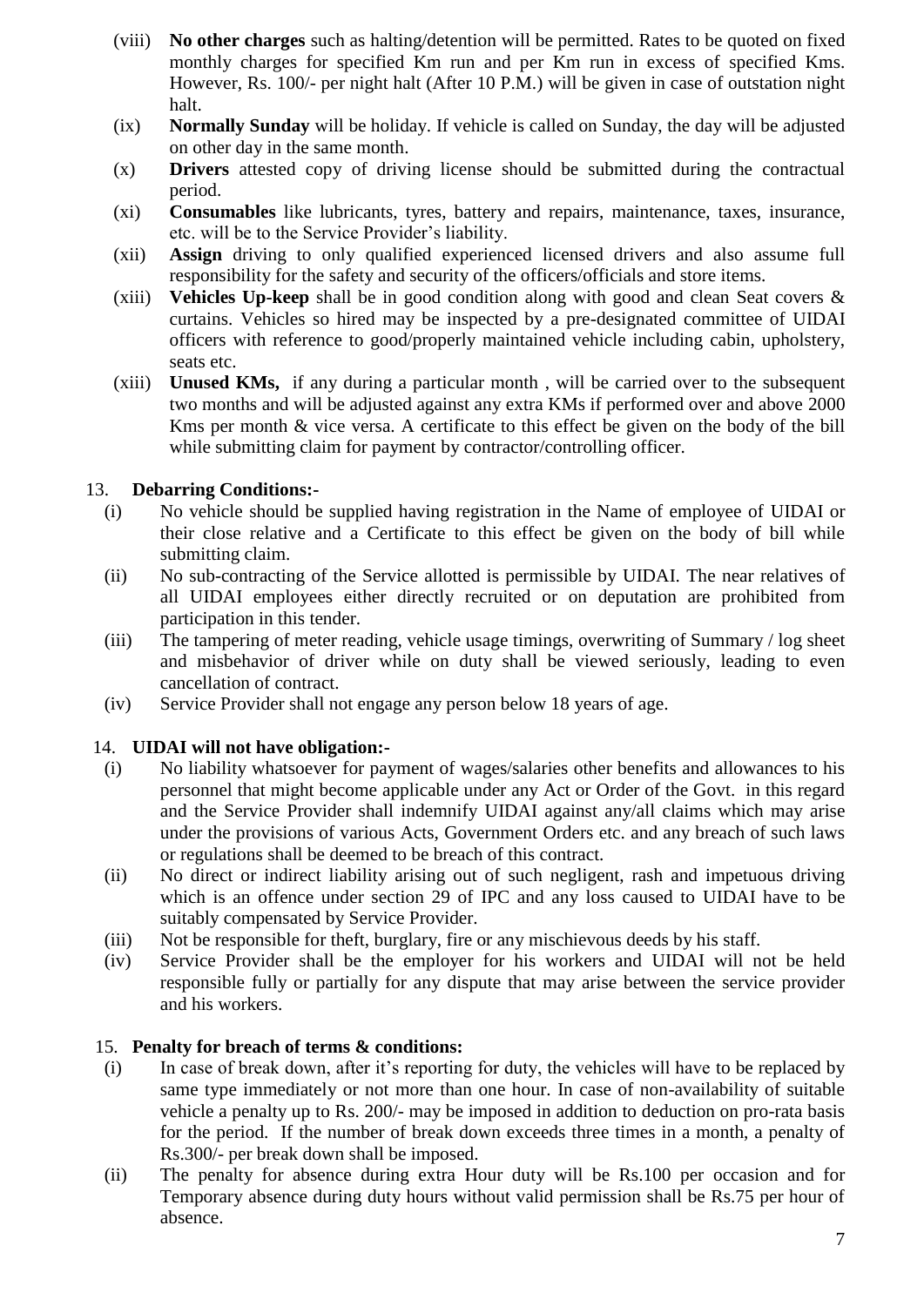(viii) **No other charges** such as halting/detention will be permitted. Rates to be quoted on fixed monthly charges for specified Km run and per Km run in excess of specified Kms. However, Rs. 100/- per night halt (After 10 P.M.) will be given in case of outstation night halt.

(ix) **Normally Sunday** will be holiday. If vehicle is called on Sunday, the day will be adjusted on other day in the same month.

(x) **Drivers** attested copy of driving license should be submitted during the contractual period.

(xi) **Consumables** like lubricants, tyres, battery and repairs, maintenance, taxes, insurance, etc. will be to the Service Provider's liability.

(xii) **Assign** driving to only qualified experienced licensed drivers and also assume full responsibility for the safety and security of the officers/officials and store items.

(xiii) **Vehicles Up-keep** shall be in good condition along with good and clean Seat covers & curtains. Vehicles so hired may be inspected by a pre-designated committee of UIDAI officers with reference to good/properly maintained vehicle including cabin, upholstery, seats etc.

(xiii) **Unused KMs,** if any during a particular month , will be carried over to the subsequent two months and will be adjusted against any extra KMs if performed over and above 2000 Kms per month & vice versa. A certificate to this effect be given on the body of the bill while submitting claim for payment by contractor/controlling officer.

13. **Debarring Conditions:-**

(i) No vehicle should be supplied having registration in the Name of employee of UIDAI or their close relative and a Certificate to this effect be given on the body of bill while submitting claim.

(ii) No sub-contracting of the Service allotted is permissible by UIDAI. The near relatives of all UIDAI employees either directly recruited or on deputation are prohibited from participation in this tender.

(iii) The tampering of meter reading, vehicle usage timings, overwriting of Summary / log sheet and misbehavior of driver while on duty shall be viewed seriously, leading to even cancellation of contract.

(iv) Service Provider shall not engage any person below 18 years of age.

14. **UIDAI will not have obligation:-**

(i) No liability whatsoever for payment of wages/salaries other benefits and allowances to his personnel that might become applicable under any Act or Order of the Govt. in this regard and the Service Provider shall indemnify UIDAI against any/all claims which may arise under the provisions of various Acts, Government Orders etc. and any breach of such laws or regulations shall be deemed to be breach of this contract.

(ii) No direct or indirect liability arising out of such negligent, rash and impetuous driving which is an offence under section 29 of IPC and any loss caused to UIDAI have to be suitably compensated by Service Provider.

(iii) Not be responsible for theft, burglary, fire or any mischievous deeds by his staff.

(iv) Service Provider shall be the employer for his workers and UIDAI will not be held responsible fully or partially for any dispute that may arise between the service provider and his workers.

15. **Penalty for breach of terms & conditions:**

(i) In case of break down, after it's reporting for duty, the vehicles will have to be replaced by same type immediately or not more than one hour. In case of non-availability of suitable vehicle a penalty up to Rs. 200/- may be imposed in addition to deduction on pro-rata basis for the period. If the number of break down exceeds three times in a month, a penalty of Rs.300/- per break down shall be imposed.

(ii) The penalty for absence during extra Hour duty will be Rs.100 per occasion and for Temporary absence during duty hours without valid permission shall be Rs.75 per hour of absence.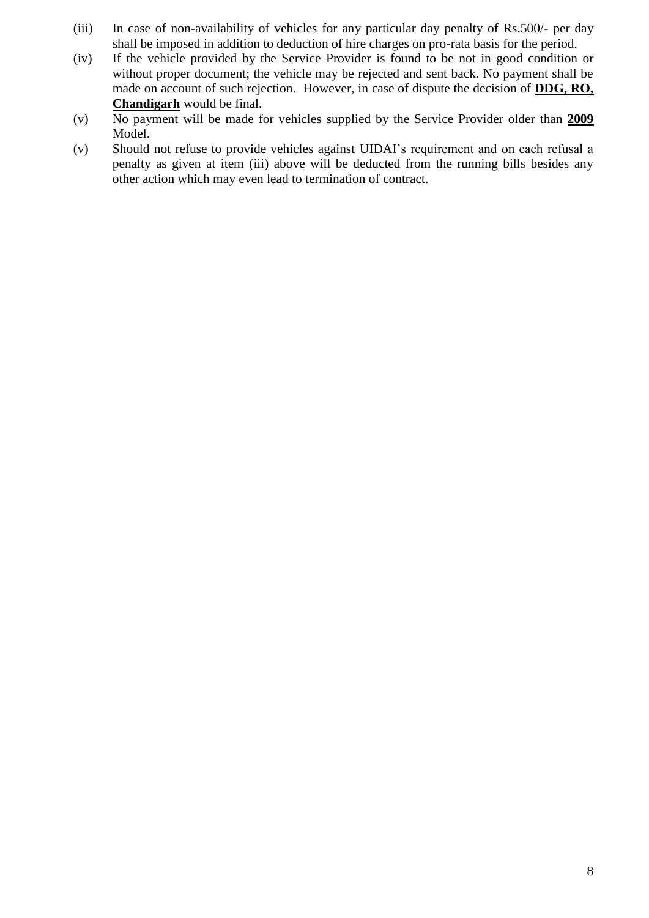(iii) In case of non-availability of vehicles for any particular day penalty of Rs.500/- per day shall be imposed in addition to deduction of hire charges on pro-rata basis for the period.

(iv) If the vehicle provided by the Service Provider is found to be not in good condition or without proper document; the vehicle may be rejected and sent back. No payment shall be made on account of such rejection. However, in case of dispute the decision of **DDG, RO, Chandigarh** would be final.

(v) No payment will be made for vehicles supplied by the Service Provider older than **2009** Model.

(v) Should not refuse to provide vehicles against UIDAI's requirement and on each refusal a penalty as given at item (iii) above will be deducted from the running bills besides any other action which may even lead to termination of contract.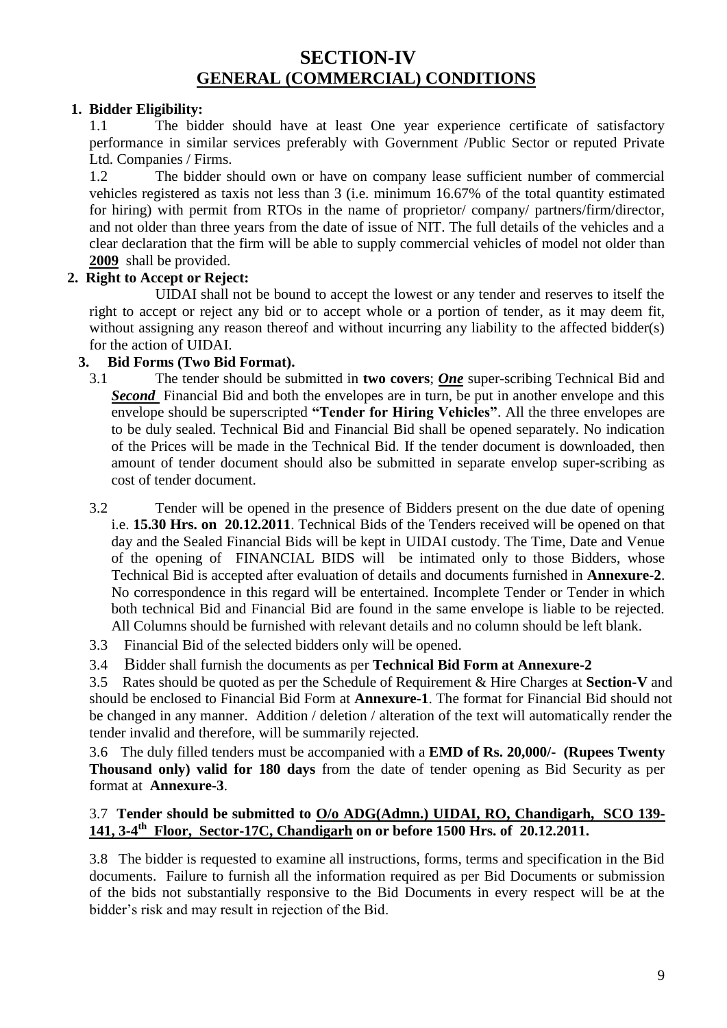# SECTION-IV
## GENERAL (COMMERCIAL) CONDITIONS

**1. Bidder Eligibility:**

1.1 The bidder should have at least One year experience certificate of satisfactory performance in similar services preferably with Government /Public Sector or reputed Private Ltd. Companies / Firms.

1.2 The bidder should own or have on company lease sufficient number of commercial vehicles registered as taxis not less than 3 (i.e. minimum 16.67% of the total quantity estimated for hiring) with permit from RTOs in the name of proprietor/ company/ partners/firm/director, and not older than three years from the date of issue of NIT. The full details of the vehicles and a clear declaration that the firm will be able to supply commercial vehicles of model not older than **2009** shall be provided.

**2. Right to Accept or Reject:**

UIDAI shall not be bound to accept the lowest or any tender and reserves to itself the right to accept or reject any bid or to accept whole or a portion of tender, as it may deem fit, without assigning any reason thereof and without incurring any liability to the affected bidder(s) for the action of UIDAI.

**3. Bid Forms (Two Bid Format).**

3.1 The tender should be submitted in **two covers**; ***One*** super-scribing Technical Bid and ***Second*** Financial Bid and both the envelopes are in turn, be put in another envelope and this envelope should be superscripted **"Tender for Hiring Vehicles"**. All the three envelopes are to be duly sealed. Technical Bid and Financial Bid shall be opened separately. No indication of the Prices will be made in the Technical Bid. If the tender document is downloaded, then amount of tender document should also be submitted in separate envelop super-scribing as cost of tender document.

3.2 Tender will be opened in the presence of Bidders present on the due date of opening i.e. **15.30 Hrs. on 20.12.2011**. Technical Bids of the Tenders received will be opened on that day and the Sealed Financial Bids will be kept in UIDAI custody. The Time, Date and Venue of the opening of FINANCIAL BIDS will be intimated only to those Bidders, whose Technical Bid is accepted after evaluation of details and documents furnished in **Annexure-2**. No correspondence in this regard will be entertained. Incomplete Tender or Tender in which both technical Bid and Financial Bid are found in the same envelope is liable to be rejected. All Columns should be furnished with relevant details and no column should be left blank.

3.3 Financial Bid of the selected bidders only will be opened.

3.4 Bidder shall furnish the documents as per **Technical Bid Form at Annexure-2**

3.5 Rates should be quoted as per the Schedule of Requirement & Hire Charges at **Section-V** and should be enclosed to Financial Bid Form at **Annexure-1**. The format for Financial Bid should not be changed in any manner. Addition / deletion / alteration of the text will automatically render the tender invalid and therefore, will be summarily rejected.

3.6 The duly filled tenders must be accompanied with a **EMD of Rs. 20,000/- (Rupees Twenty Thousand only) valid for 180 days** from the date of tender opening as Bid Security as per format at **Annexure-3**.

3.7 **Tender should be submitted to O/o ADG(Admn.) UIDAI, RO, Chandigarh, SCO 139-141, 3-4th Floor, Sector-17C, Chandigarh on or before 1500 Hrs. of 20.12.2011.**

3.8 The bidder is requested to examine all instructions, forms, terms and specification in the Bid documents. Failure to furnish all the information required as per Bid Documents or submission of the bids not substantially responsive to the Bid Documents in every respect will be at the bidder's risk and may result in rejection of the Bid.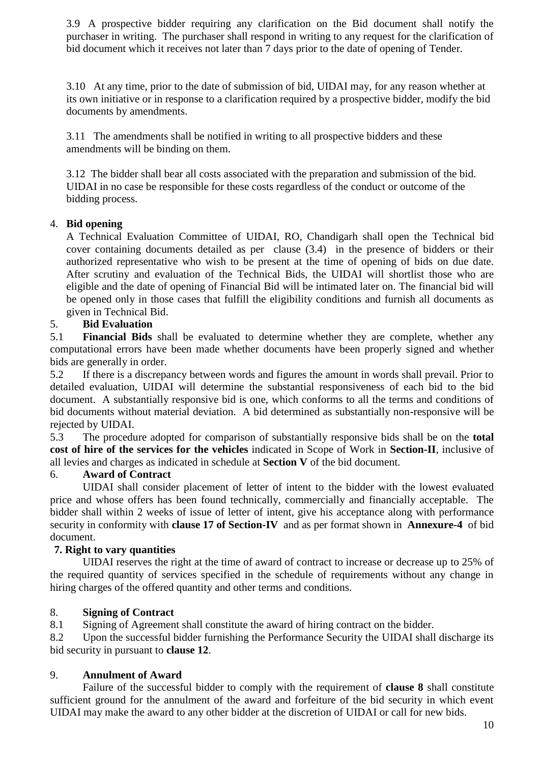3.9 A prospective bidder requiring any clarification on the Bid document shall notify the purchaser in writing. The purchaser shall respond in writing to any request for the clarification of bid document which it receives not later than 7 days prior to the date of opening of Tender.

3.10 At any time, prior to the date of submission of bid, UIDAI may, for any reason whether at its own initiative or in response to a clarification required by a prospective bidder, modify the bid documents by amendments.

3.11 The amendments shall be notified in writing to all prospective bidders and these amendments will be binding on them.

3.12 The bidder shall bear all costs associated with the preparation and submission of the bid. UIDAI in no case be responsible for these costs regardless of the conduct or outcome of the bidding process.

4. **Bid opening**

A Technical Evaluation Committee of UIDAI, RO, Chandigarh shall open the Technical bid cover containing documents detailed as per clause (3.4) in the presence of bidders or their authorized representative who wish to be present at the time of opening of bids on due date. After scrutiny and evaluation of the Technical Bids, the UIDAI will shortlist those who are eligible and the date of opening of Financial Bid will be intimated later on. The financial bid will be opened only in those cases that fulfill the eligibility conditions and furnish all documents as given in Technical Bid.

5. **Bid Evaluation**

5.1 **Financial Bids** shall be evaluated to determine whether they are complete, whether any computational errors have been made whether documents have been properly signed and whether bids are generally in order.

5.2 If there is a discrepancy between words and figures the amount in words shall prevail. Prior to detailed evaluation, UIDAI will determine the substantial responsiveness of each bid to the bid document. A substantially responsive bid is one, which conforms to all the terms and conditions of bid documents without material deviation. A bid determined as substantially non-responsive will be rejected by UIDAI.

5.3 The procedure adopted for comparison of substantially responsive bids shall be on the **total cost of hire of the services for the vehicles** indicated in Scope of Work in **Section-II**, inclusive of all levies and charges as indicated in schedule at **Section V** of the bid document.

6. **Award of Contract**

UIDAI shall consider placement of letter of intent to the bidder with the lowest evaluated price and whose offers has been found technically, commercially and financially acceptable. The bidder shall within 2 weeks of issue of letter of intent, give his acceptance along with performance security in conformity with **clause 17 of Section-IV** and as per format shown in **Annexure-4** of bid document.

**7. Right to vary quantities**

UIDAI reserves the right at the time of award of contract to increase or decrease up to 25% of the required quantity of services specified in the schedule of requirements without any change in hiring charges of the offered quantity and other terms and conditions.

8. **Signing of Contract**

8.1 Signing of Agreement shall constitute the award of hiring contract on the bidder.

8.2 Upon the successful bidder furnishing the Performance Security the UIDAI shall discharge its bid security in pursuant to **clause 12**.

9. **Annulment of Award**

Failure of the successful bidder to comply with the requirement of **clause 8** shall constitute sufficient ground for the annulment of the award and forfeiture of the bid security in which event UIDAI may make the award to any other bidder at the discretion of UIDAI or call for new bids.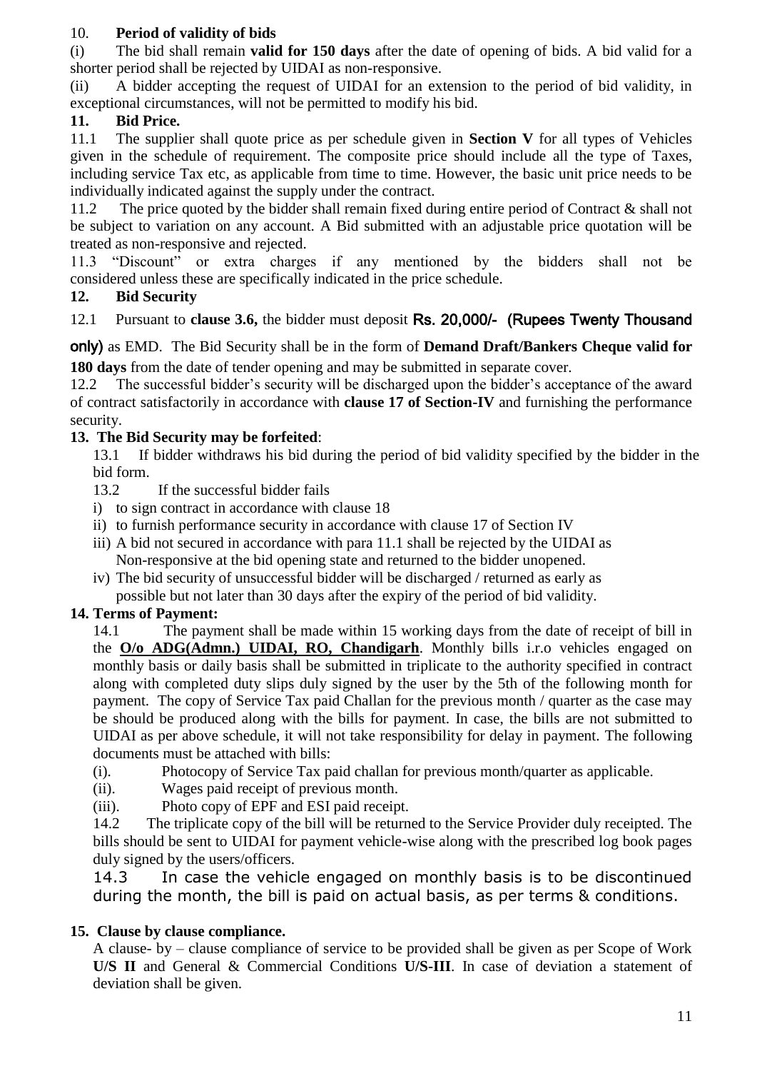## 10. Period of validity of bids

(i) The bid shall remain **valid for 150 days** after the date of opening of bids. A bid valid for a shorter period shall be rejected by UIDAI as non-responsive.

(ii) A bidder accepting the request of UIDAI for an extension to the period of bid validity, in exceptional circumstances, will not be permitted to modify his bid.

## 11. Bid Price.

11.1 The supplier shall quote price as per schedule given in **Section V** for all types of Vehicles given in the schedule of requirement. The composite price should include all the type of Taxes, including service Tax etc, as applicable from time to time. However, the basic unit price needs to be individually indicated against the supply under the contract.

11.2 The price quoted by the bidder shall remain fixed during entire period of Contract & shall not be subject to variation on any account. A Bid submitted with an adjustable price quotation will be treated as non-responsive and rejected.

11.3 "Discount" or extra charges if any mentioned by the bidders shall not be considered unless these are specifically indicated in the price schedule.

## 12. Bid Security

12.1 Pursuant to **clause 3.6,** the bidder must deposit **Rs. 20,000/- (Rupees Twenty Thousand only)** as EMD. The Bid Security shall be in the form of **Demand Draft/Bankers Cheque valid for 180 days** from the date of tender opening and may be submitted in separate cover.

12.2 The successful bidder's security will be discharged upon the bidder's acceptance of the award of contract satisfactorily in accordance with **clause 17 of Section-IV** and furnishing the performance security.

## 13. The Bid Security may be forfeited:

13.1 If bidder withdraws his bid during the period of bid validity specified by the bidder in the bid form.

13.2 If the successful bidder fails

i) to sign contract in accordance with clause 18
ii) to furnish performance security in accordance with clause 17 of Section IV
iii) A bid not secured in accordance with para 11.1 shall be rejected by the UIDAI as Non-responsive at the bid opening state and returned to the bidder unopened.
iv) The bid security of unsuccessful bidder will be discharged / returned as early as possible but not later than 30 days after the expiry of the period of bid validity.

## 14. Terms of Payment:

14.1 The payment shall be made within 15 working days from the date of receipt of bill in the **O/o ADG(Admn.) UIDAI, RO, Chandigarh**. Monthly bills i.r.o vehicles engaged on monthly basis or daily basis shall be submitted in triplicate to the authority specified in contract along with completed duty slips duly signed by the user by the 5th of the following month for payment. The copy of Service Tax paid Challan for the previous month / quarter as the case may be should be produced along with the bills for payment. In case, the bills are not submitted to UIDAI as per above schedule, it will not take responsibility for delay in payment. The following documents must be attached with bills:

(i). Photocopy of Service Tax paid challan for previous month/quarter as applicable.
(ii). Wages paid receipt of previous month.
(iii). Photo copy of EPF and ESI paid receipt.

14.2 The triplicate copy of the bill will be returned to the Service Provider duly receipted. The bills should be sent to UIDAI for payment vehicle-wise along with the prescribed log book pages duly signed by the users/officers.

14.3 In case the vehicle engaged on monthly basis is to be discontinued during the month, the bill is paid on actual basis, as per terms & conditions.

## 15. Clause by clause compliance.

A clause- by – clause compliance of service to be provided shall be given as per Scope of Work **U/S II** and General & Commercial Conditions **U/S-III**. In case of deviation a statement of deviation shall be given.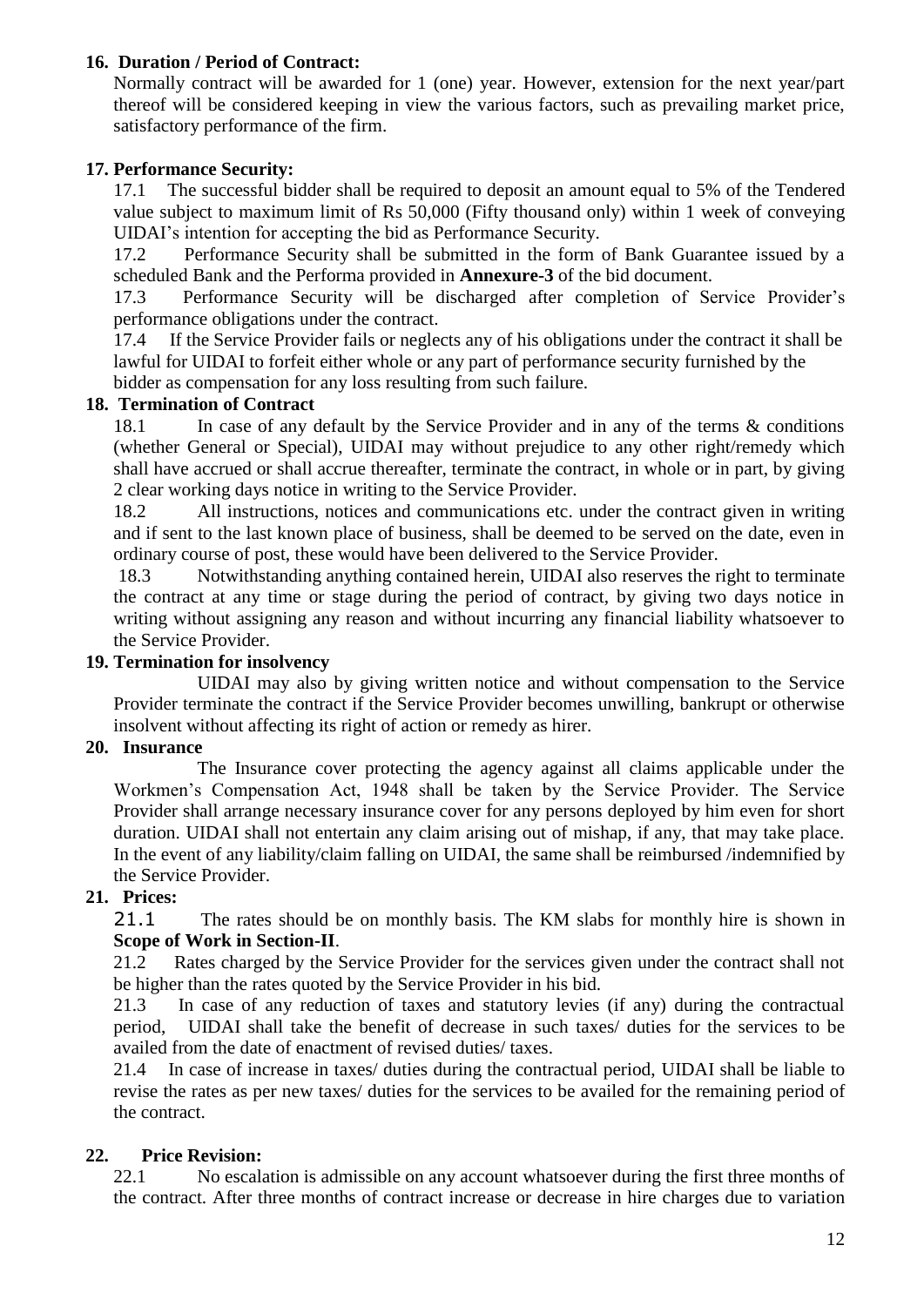## 16. Duration / Period of Contract:

Normally contract will be awarded for 1 (one) year. However, extension for the next year/part thereof will be considered keeping in view the various factors, such as prevailing market price, satisfactory performance of the firm.

## 17. Performance Security:

17.1 The successful bidder shall be required to deposit an amount equal to 5% of the Tendered value subject to maximum limit of Rs 50,000 (Fifty thousand only) within 1 week of conveying UIDAI's intention for accepting the bid as Performance Security.

17.2 Performance Security shall be submitted in the form of Bank Guarantee issued by a scheduled Bank and the Performa provided in **Annexure-3** of the bid document.

17.3 Performance Security will be discharged after completion of Service Provider's performance obligations under the contract.

17.4 If the Service Provider fails or neglects any of his obligations under the contract it shall be lawful for UIDAI to forfeit either whole or any part of performance security furnished by the bidder as compensation for any loss resulting from such failure.

## 18. Termination of Contract

18.1 In case of any default by the Service Provider and in any of the terms & conditions (whether General or Special), UIDAI may without prejudice to any other right/remedy which shall have accrued or shall accrue thereafter, terminate the contract, in whole or in part, by giving 2 clear working days notice in writing to the Service Provider.

18.2 All instructions, notices and communications etc. under the contract given in writing and if sent to the last known place of business, shall be deemed to be served on the date, even in ordinary course of post, these would have been delivered to the Service Provider.

18.3 Notwithstanding anything contained herein, UIDAI also reserves the right to terminate the contract at any time or stage during the period of contract, by giving two days notice in writing without assigning any reason and without incurring any financial liability whatsoever to the Service Provider.

## 19. Termination for insolvency

UIDAI may also by giving written notice and without compensation to the Service Provider terminate the contract if the Service Provider becomes unwilling, bankrupt or otherwise insolvent without affecting its right of action or remedy as hirer.

## 20. Insurance

The Insurance cover protecting the agency against all claims applicable under the Workmen's Compensation Act, 1948 shall be taken by the Service Provider. The Service Provider shall arrange necessary insurance cover for any persons deployed by him even for short duration. UIDAI shall not entertain any claim arising out of mishap, if any, that may take place. In the event of any liability/claim falling on UIDAI, the same shall be reimbursed /indemnified by the Service Provider.

## 21. Prices:

21.1 The rates should be on monthly basis. The KM slabs for monthly hire is shown in **Scope of Work in Section-II**.

21.2 Rates charged by the Service Provider for the services given under the contract shall not be higher than the rates quoted by the Service Provider in his bid.

21.3 In case of any reduction of taxes and statutory levies (if any) during the contractual period, UIDAI shall take the benefit of decrease in such taxes/ duties for the services to be availed from the date of enactment of revised duties/ taxes.

21.4 In case of increase in taxes/ duties during the contractual period, UIDAI shall be liable to revise the rates as per new taxes/ duties for the services to be availed for the remaining period of the contract.

## 22. Price Revision:

22.1 No escalation is admissible on any account whatsoever during the first three months of the contract. After three months of contract increase or decrease in hire charges due to variation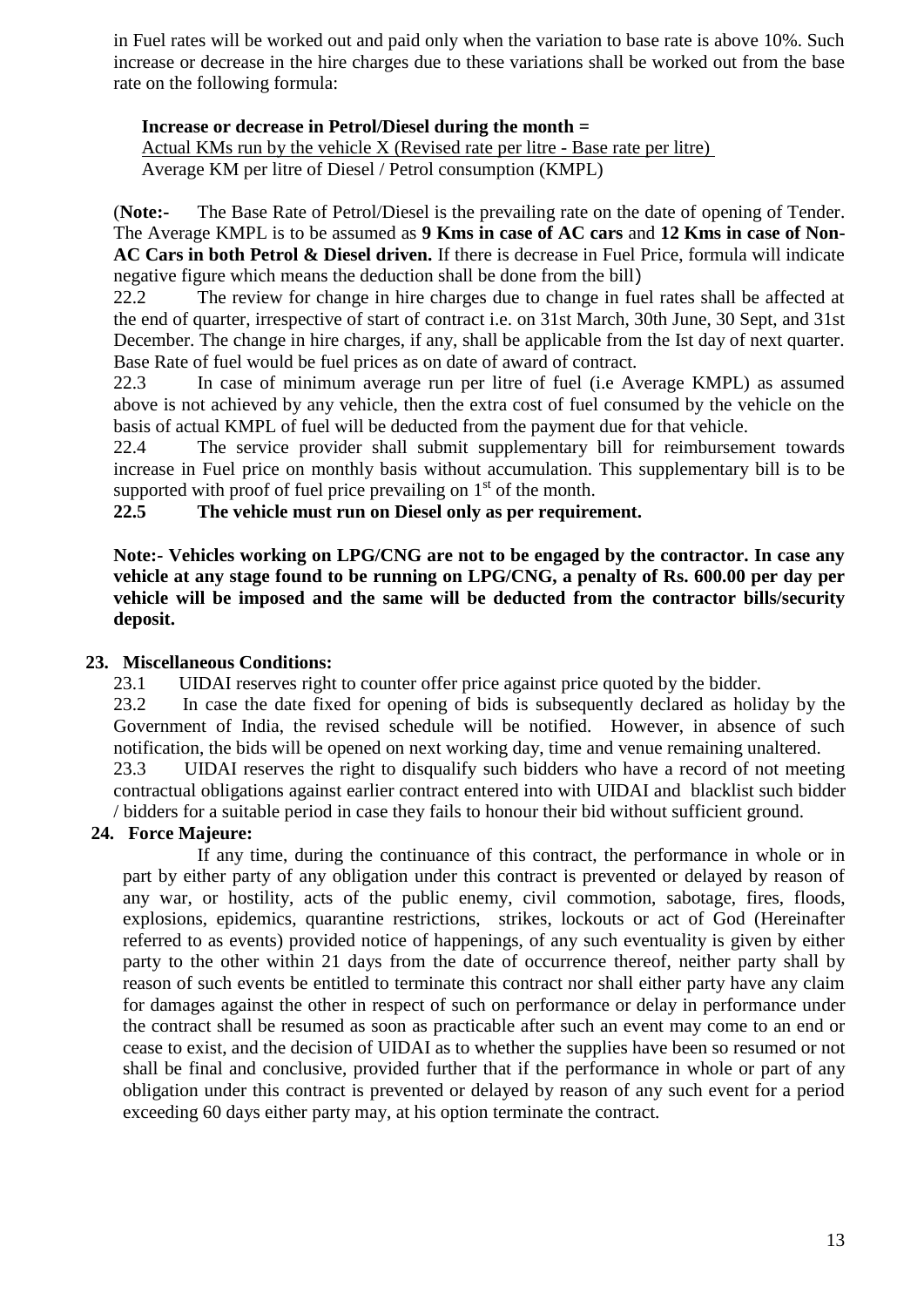in Fuel rates will be worked out and paid only when the variation to base rate is above 10%. Such increase or decrease in the hire charges due to these variations shall be worked out from the base rate on the following formula:

**Increase or decrease in Petrol/Diesel during the month =**

$$\frac{\text{Actual KMs run by the vehicle X (Revised rate per litre - Base rate per litre)}}{\text{Average KM per litre of Diesel / Petrol consumption (KMPL)}}$$

(**Note:-** The Base Rate of Petrol/Diesel is the prevailing rate on the date of opening of Tender. The Average KMPL is to be assumed as **9 Kms in case of AC cars** and **12 Kms in case of Non-AC Cars in both Petrol & Diesel driven.** If there is decrease in Fuel Price, formula will indicate negative figure which means the deduction shall be done from the bill)

22.2 The review for change in hire charges due to change in fuel rates shall be affected at the end of quarter, irrespective of start of contract i.e. on 31st March, 30th June, 30 Sept, and 31st December. The change in hire charges, if any, shall be applicable from the Ist day of next quarter. Base Rate of fuel would be fuel prices as on date of award of contract.

22.3 In case of minimum average run per litre of fuel (i.e Average KMPL) as assumed above is not achieved by any vehicle, then the extra cost of fuel consumed by the vehicle on the basis of actual KMPL of fuel will be deducted from the payment due for that vehicle.

22.4 The service provider shall submit supplementary bill for reimbursement towards increase in Fuel price on monthly basis without accumulation. This supplementary bill is to be supported with proof of fuel price prevailing on 1st of the month.

**22.5 The vehicle must run on Diesel only as per requirement.**

**Note:- Vehicles working on LPG/CNG are not to be engaged by the contractor. In case any vehicle at any stage found to be running on LPG/CNG, a penalty of Rs. 600.00 per day per vehicle will be imposed and the same will be deducted from the contractor bills/security deposit.**

## 23. Miscellaneous Conditions:

23.1 UIDAI reserves right to counter offer price against price quoted by the bidder.

23.2 In case the date fixed for opening of bids is subsequently declared as holiday by the Government of India, the revised schedule will be notified. However, in absence of such notification, the bids will be opened on next working day, time and venue remaining unaltered.

23.3 UIDAI reserves the right to disqualify such bidders who have a record of not meeting contractual obligations against earlier contract entered into with UIDAI and blacklist such bidder / bidders for a suitable period in case they fails to honour their bid without sufficient ground.

## 24. Force Majeure:

If any time, during the continuance of this contract, the performance in whole or in part by either party of any obligation under this contract is prevented or delayed by reason of any war, or hostility, acts of the public enemy, civil commotion, sabotage, fires, floods, explosions, epidemics, quarantine restrictions, strikes, lockouts or act of God (Hereinafter referred to as events) provided notice of happenings, of any such eventuality is given by either party to the other within 21 days from the date of occurrence thereof, neither party shall by reason of such events be entitled to terminate this contract nor shall either party have any claim for damages against the other in respect of such on performance or delay in performance under the contract shall be resumed as soon as practicable after such an event may come to an end or cease to exist, and the decision of UIDAI as to whether the supplies have been so resumed or not shall be final and conclusive, provided further that if the performance in whole or part of any obligation under this contract is prevented or delayed by reason of any such event for a period exceeding 60 days either party may, at his option terminate the contract.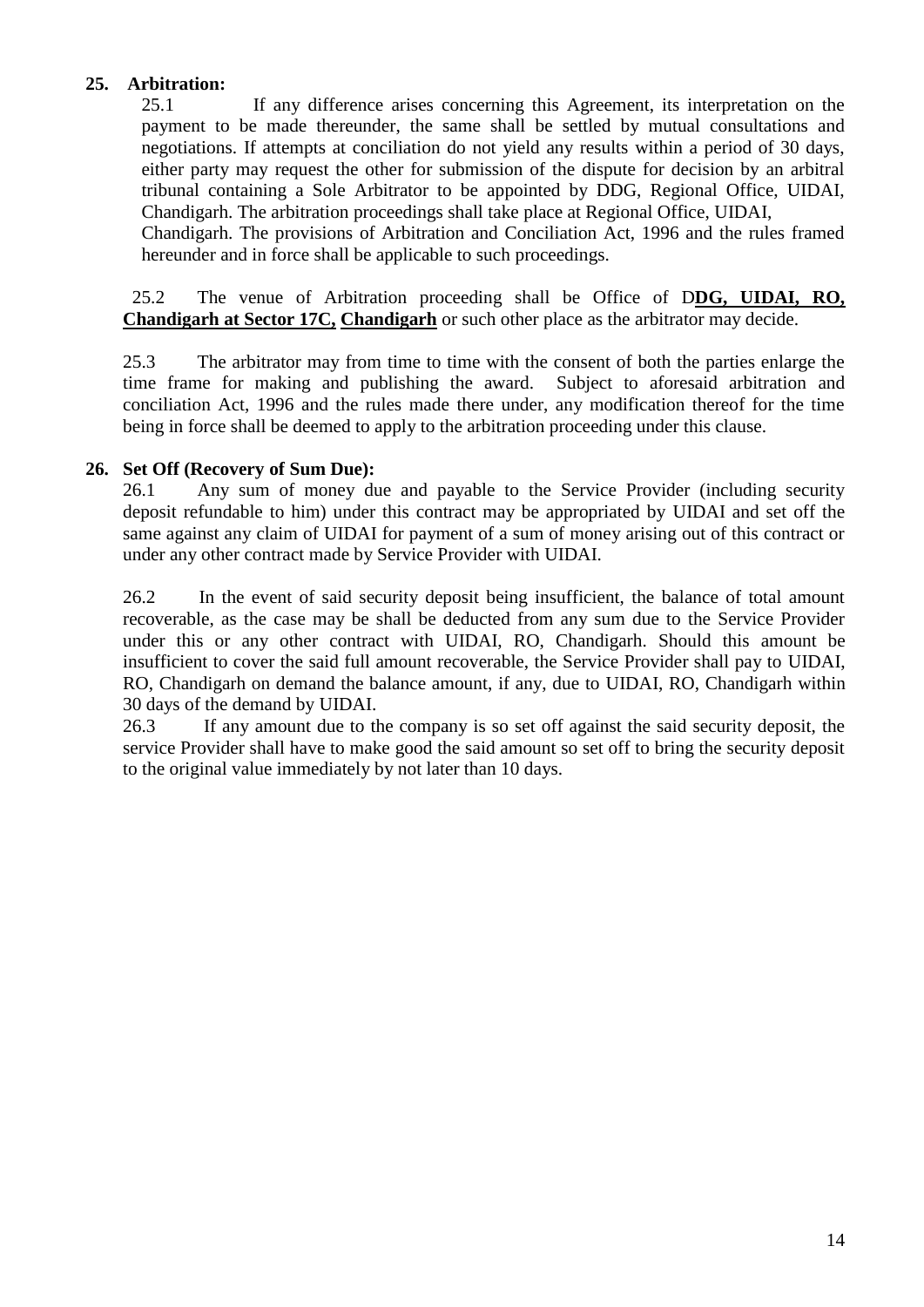**25. Arbitration:**

25.1 If any difference arises concerning this Agreement, its interpretation on the payment to be made thereunder, the same shall be settled by mutual consultations and negotiations. If attempts at conciliation do not yield any results within a period of 30 days, either party may request the other for submission of the dispute for decision by an arbitral tribunal containing a Sole Arbitrator to be appointed by DDG, Regional Office, UIDAI, Chandigarh. The arbitration proceedings shall take place at Regional Office, UIDAI, Chandigarh. The provisions of Arbitration and Conciliation Act, 1996 and the rules framed hereunder and in force shall be applicable to such proceedings.

25.2 The venue of Arbitration proceeding shall be Office of D**DG, UIDAI, RO, Chandigarh at Sector 17C, Chandigarh** or such other place as the arbitrator may decide.

25.3 The arbitrator may from time to time with the consent of both the parties enlarge the time frame for making and publishing the award. Subject to aforesaid arbitration and conciliation Act, 1996 and the rules made there under, any modification thereof for the time being in force shall be deemed to apply to the arbitration proceeding under this clause.

**26. Set Off (Recovery of Sum Due):**

26.1 Any sum of money due and payable to the Service Provider (including security deposit refundable to him) under this contract may be appropriated by UIDAI and set off the same against any claim of UIDAI for payment of a sum of money arising out of this contract or under any other contract made by Service Provider with UIDAI.

26.2 In the event of said security deposit being insufficient, the balance of total amount recoverable, as the case may be shall be deducted from any sum due to the Service Provider under this or any other contract with UIDAI, RO, Chandigarh. Should this amount be insufficient to cover the said full amount recoverable, the Service Provider shall pay to UIDAI, RO, Chandigarh on demand the balance amount, if any, due to UIDAI, RO, Chandigarh within 30 days of the demand by UIDAI.

26.3 If any amount due to the company is so set off against the said security deposit, the service Provider shall have to make good the said amount so set off to bring the security deposit to the original value immediately by not later than 10 days.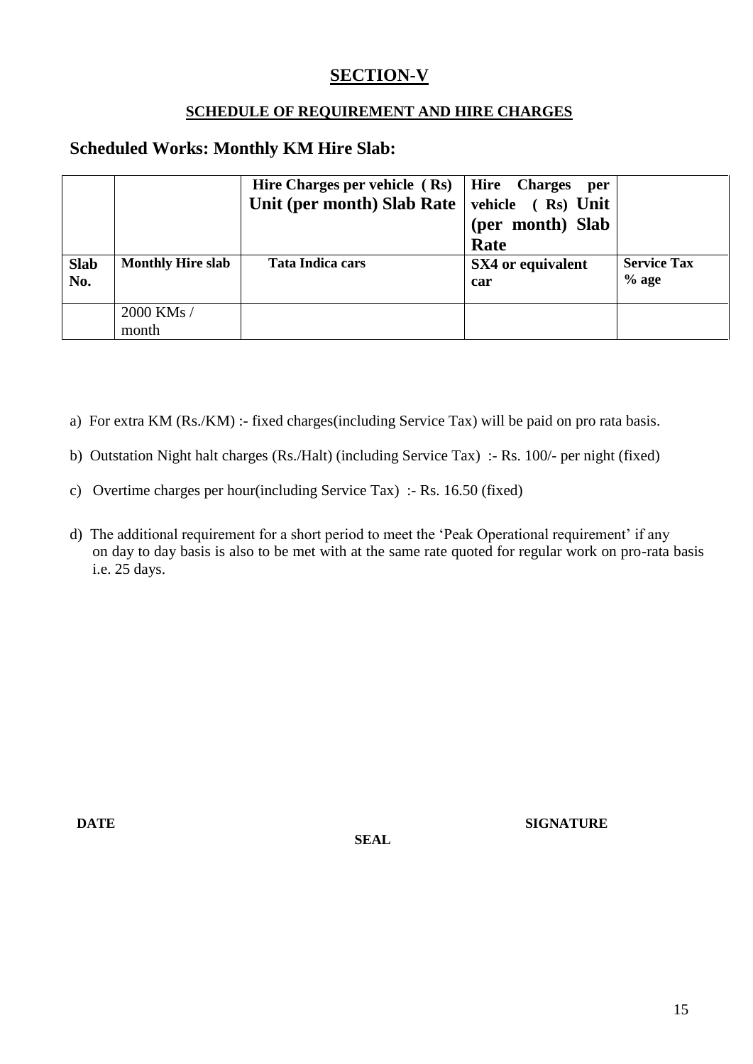# SECTION-V

## SCHEDULE OF REQUIREMENT AND HIRE CHARGES

### Scheduled Works: Monthly KM Hire Slab:

| | | Hire Charges per vehicle ( Rs) Unit (per month) Slab Rate | Hire Charges per vehicle ( Rs) Unit (per month) Slab Rate | |
|---|---|---|---|---|
| **Slab No.** | **Monthly Hire slab** | **Tata Indica cars** | **SX4 or equivalent car** | **Service Tax % age** |
| | 2000 KMs / month | | | |

a) For extra KM (Rs./KM) :- fixed charges(including Service Tax) will be paid on pro rata basis.

b) Outstation Night halt charges (Rs./Halt) (including Service Tax) :- Rs. 100/- per night (fixed)

c) Overtime charges per hour(including Service Tax) :- Rs. 16.50 (fixed)

d) The additional requirement for a short period to meet the 'Peak Operational requirement' if any on day to day basis is also to be met with at the same rate quoted for regular work on pro-rata basis i.e. 25 days.

**DATE** **SEAL** **SIGNATURE**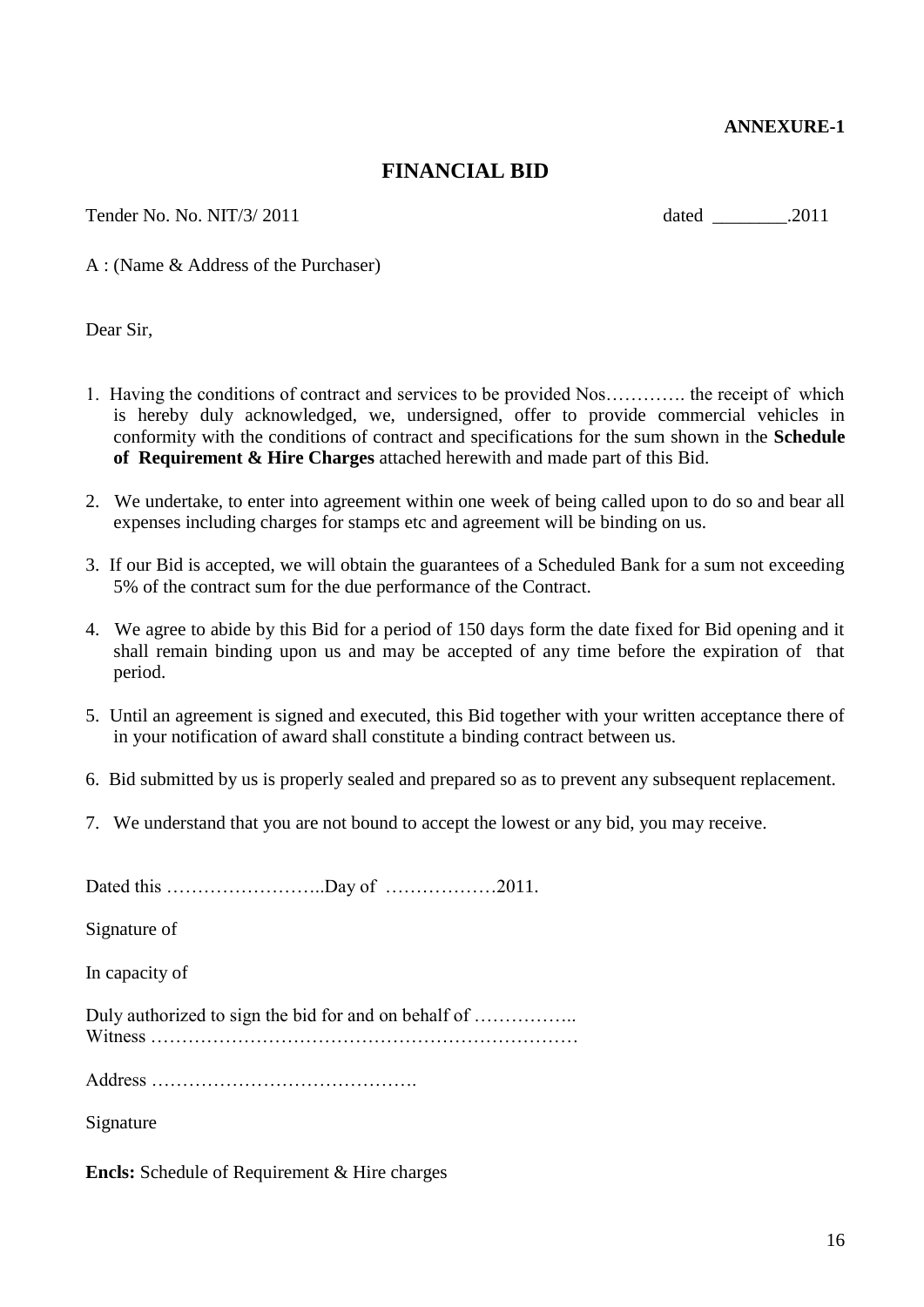**ANNEXURE-1**

# FINANCIAL BID

Tender No. No. NIT/3/ 2011 dated ________.2011

A : (Name & Address of the Purchaser)

Dear Sir,

1. Having the conditions of contract and services to be provided Nos…………. the receipt of which is hereby duly acknowledged, we, undersigned, offer to provide commercial vehicles in conformity with the conditions of contract and specifications for the sum shown in the **Schedule of Requirement & Hire Charges** attached herewith and made part of this Bid.

2. We undertake, to enter into agreement within one week of being called upon to do so and bear all expenses including charges for stamps etc and agreement will be binding on us.

3. If our Bid is accepted, we will obtain the guarantees of a Scheduled Bank for a sum not exceeding 5% of the contract sum for the due performance of the Contract.

4. We agree to abide by this Bid for a period of 150 days form the date fixed for Bid opening and it shall remain binding upon us and may be accepted of any time before the expiration of that period.

5. Until an agreement is signed and executed, this Bid together with your written acceptance there of in your notification of award shall constitute a binding contract between us.

6. Bid submitted by us is properly sealed and prepared so as to prevent any subsequent replacement.

7. We understand that you are not bound to accept the lowest or any bid, you may receive.

Dated this ……………………..Day of ………………2011.

Signature of

In capacity of

Duly authorized to sign the bid for and on behalf of ……………..
Witness ……………………………………………………………

Address …………………………………….

Signature

**Encls:** Schedule of Requirement & Hire charges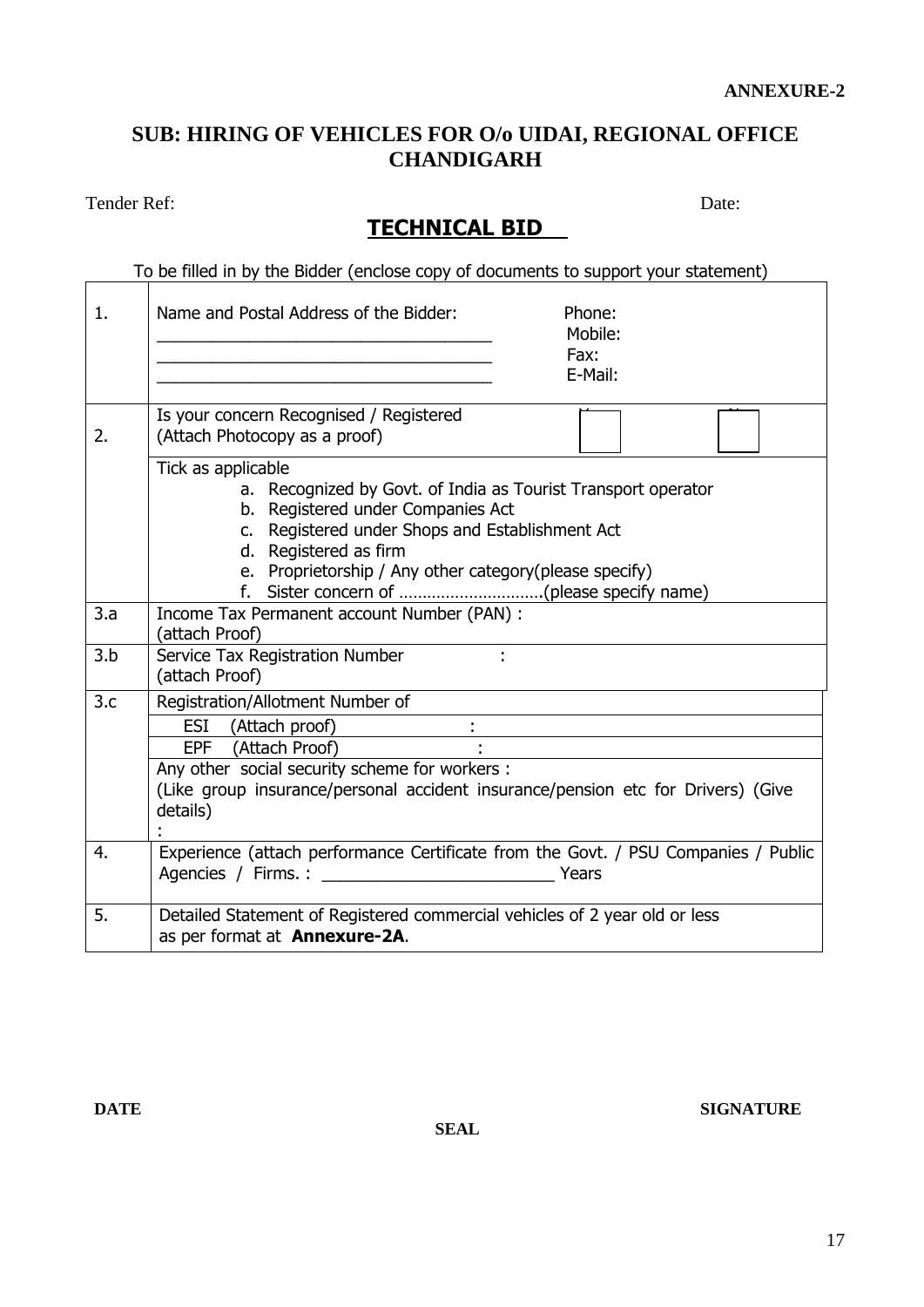**ANNEXURE-2**

## SUB: HIRING OF VEHICLES FOR O/o UIDAI, REGIONAL OFFICE CHANDIGARH

Tender Ref: Date:

## TECHNICAL BID

To be filled in by the Bidder (enclose copy of documents to support your statement)

| | | |
|---|---|---|
| 1. | Name and Postal Address of the Bidder:<br>____________________________________<br>____________________________________<br>____________________________________ | Phone:<br>Mobile:<br>Fax:<br>E-Mail: |
| 2. | Is your concern Recognised / Registered<br>(Attach Photocopy as a proof) | Y ☐ N ☐ |
| | Tick as applicable<br>a. Recognized by Govt. of India as Tourist Transport operator<br>b. Registered under Companies Act<br>c. Registered under Shops and Establishment Act<br>d. Registered as firm<br>e. Proprietorship / Any other category(please specify)<br>f. Sister concern of …………………………(please specify name) | |
| 3.a | Income Tax Permanent account Number (PAN) :<br>(attach Proof) | |
| 3.b | Service Tax Registration Number :<br>(attach Proof) | |
| 3.c | Registration/Allotment Number of<br>ESI (Attach proof) :<br>EPF (Attach Proof) :<br>Any other social security scheme for workers :<br>(Like group insurance/personal accident insurance/pension etc for Drivers) (Give details)<br>: | |
| 4. | Experience (attach performance Certificate from the Govt. / PSU Companies / Public Agencies / Firms. : _________________________ Years | |
| 5. | Detailed Statement of Registered commercial vehicles of 2 year old or less as per format at **Annexure-2A**. | |

**DATE** **SIGNATURE**

**SEAL**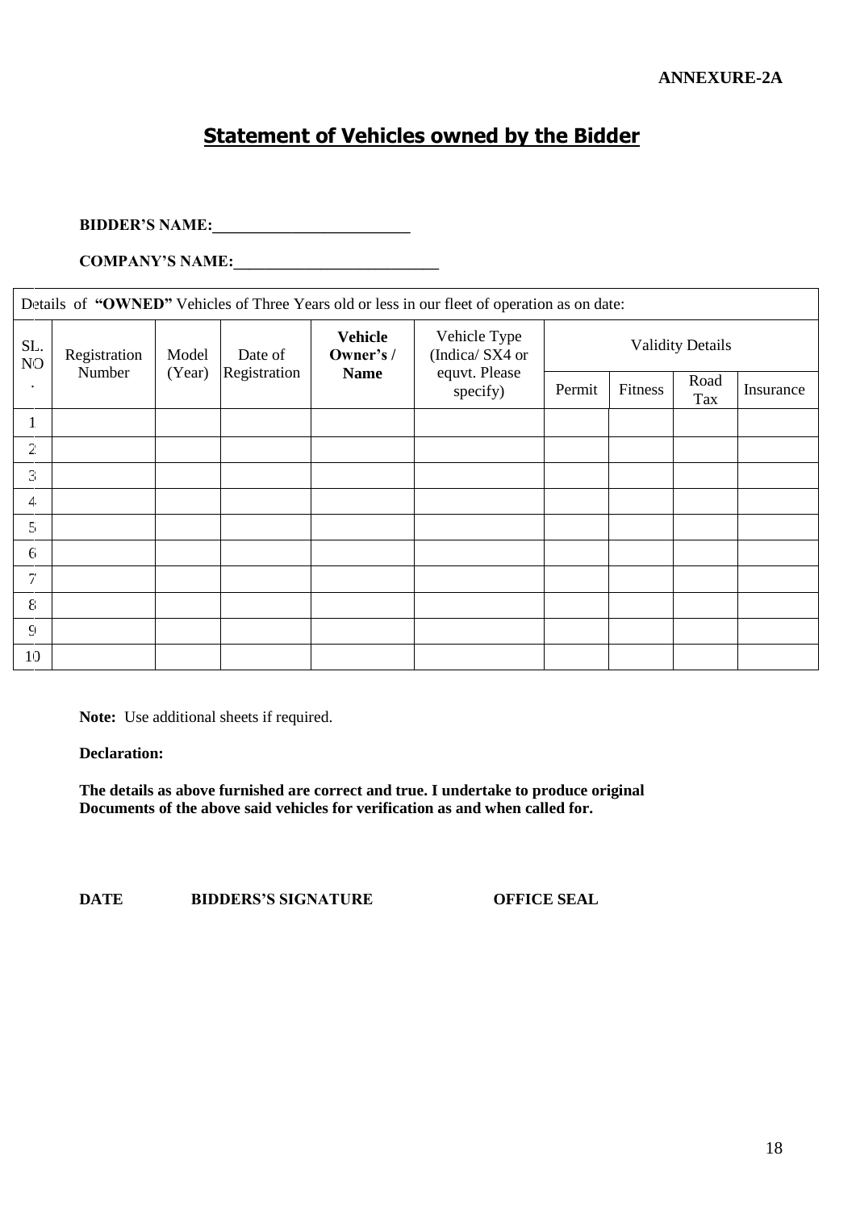**ANNEXURE-2A**

## Statement of Vehicles owned by the Bidder

**BIDDER'S NAME:\_\_\_\_\_\_\_\_\_\_\_\_\_\_\_\_\_\_\_\_\_\_\_\_\_\_\_**

**COMPANY'S NAME:\_\_\_\_\_\_\_\_\_\_\_\_\_\_\_\_\_\_\_\_\_\_\_\_\_\_\_**

Details of **"OWNED"** Vehicles of Three Years old or less in our fleet of operation as on date:

| SL. NO. | Registration Number | Model (Year) | Date of Registration | **Vehicle Owner's / Name** | Vehicle Type (Indica/ SX4 or equvt. Please specify) | Validity Details | | | |
|---|---|---|---|---|---|---|---|---|---|
| | | | | | | Permit | Fitness | Road Tax | Insurance |
| 1 | | | | | | | | | |
| 2 | | | | | | | | | |
| 3 | | | | | | | | | |
| 4 | | | | | | | | | |
| 5 | | | | | | | | | |
| 6 | | | | | | | | | |
| 7 | | | | | | | | | |
| 8 | | | | | | | | | |
| 9 | | | | | | | | | |
| 10 | | | | | | | | | |

**Note:** Use additional sheets if required.

**Declaration:**

**The details as above furnished are correct and true. I undertake to produce original Documents of the above said vehicles for verification as and when called for.**

**DATE** **BIDDERS'S SIGNATURE** **OFFICE SEAL**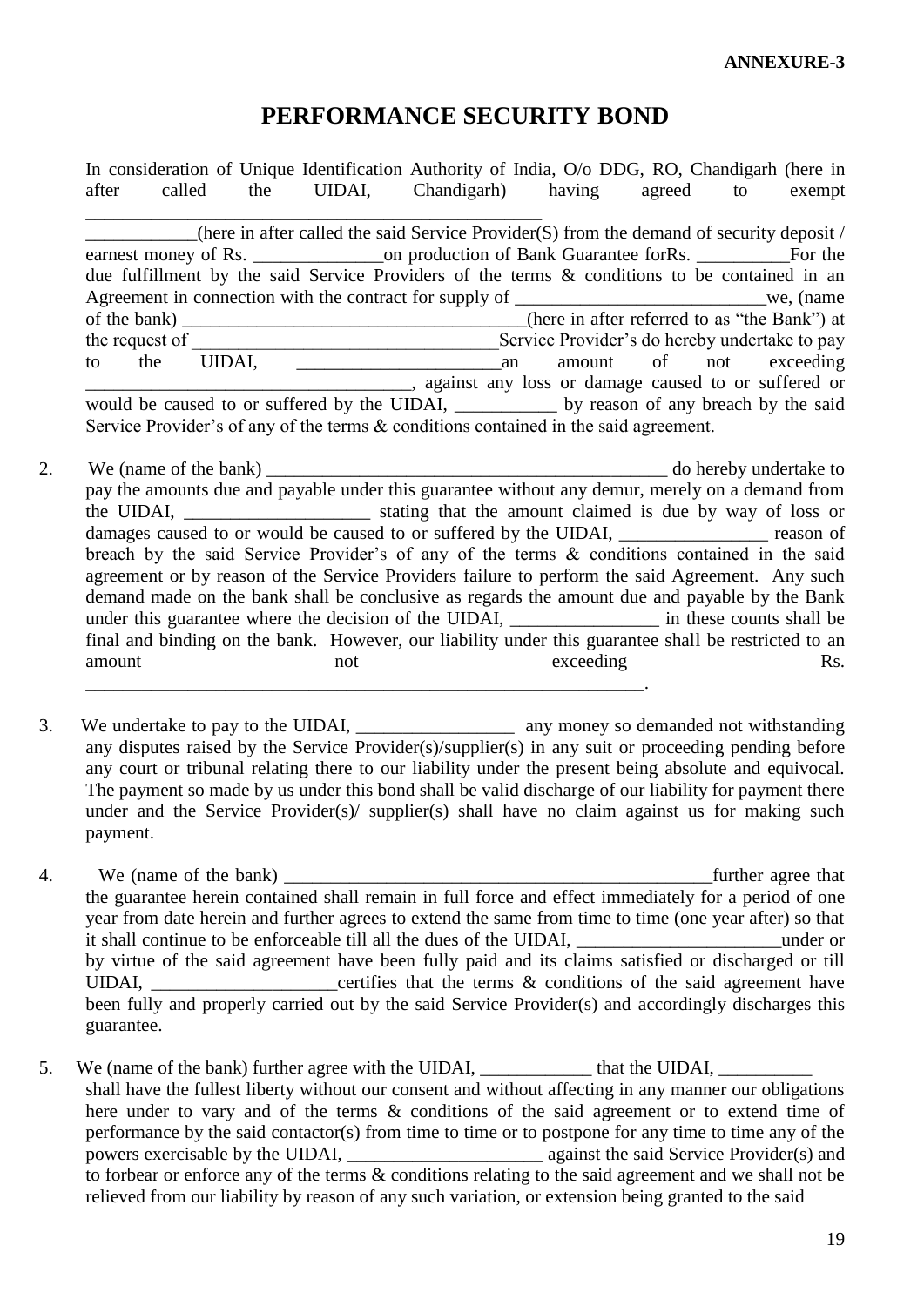**ANNEXURE-3**

# PERFORMANCE SECURITY BOND

In consideration of Unique Identification Authority of India, O/o DDG, RO, Chandigarh (here in after called the UIDAI, Chandigarh) having agreed to exempt ____________________________________________________ ____________(here in after called the said Service Provider(S) from the demand of security deposit / earnest money of Rs. ______________on production of Bank Guarantee forRs. __________For the due fulfillment by the said Service Providers of the terms & conditions to be contained in an Agreement in connection with the contract for supply of ____________________________we, (name of the bank) _____________________________________(here in after referred to as "the Bank") at the request of ___________________________________Service Provider's do hereby undertake to pay to the UIDAI, ______________________an amount of not exceeding ___________________________________, against any loss or damage caused to or suffered or would be caused to or suffered by the UIDAI, ___________ by reason of any breach by the said Service Provider's of any of the terms & conditions contained in the said agreement.

2. We (name of the bank) ____________________________________________ do hereby undertake to pay the amounts due and payable under this guarantee without any demur, merely on a demand from the UIDAI, ____________________ stating that the amount claimed is due by way of loss or damages caused to or would be caused to or suffered by the UIDAI, ________________ reason of breach by the said Service Provider's of any of the terms & conditions contained in the said agreement or by reason of the Service Providers failure to perform the said Agreement. Any such demand made on the bank shall be conclusive as regards the amount due and payable by the Bank under this guarantee where the decision of the UIDAI, ________________ in these counts shall be final and binding on the bank. However, our liability under this guarantee shall be restricted to an amount not exceeding Rs. ____________________________________________________________.

3. We undertake to pay to the UIDAI, _________________ any money so demanded not withstanding any disputes raised by the Service Provider(s)/supplier(s) in any suit or proceeding pending before any court or tribunal relating there to our liability under the present being absolute and equivocal. The payment so made by us under this bond shall be valid discharge of our liability for payment there under and the Service Provider(s)/ supplier(s) shall have no claim against us for making such payment.

4. We (name of the bank) ________________________________________________further agree that the guarantee herein contained shall remain in full force and effect immediately for a period of one year from date herein and further agrees to extend the same from time to time (one year after) so that it shall continue to be enforceable till all the dues of the UIDAI, ______________________under or by virtue of the said agreement have been fully paid and its claims satisfied or discharged or till UIDAI, ____________________certifies that the terms & conditions of the said agreement have been fully and properly carried out by the said Service Provider(s) and accordingly discharges this guarantee.

5. We (name of the bank) further agree with the UIDAI, ____________ that the UIDAI, __________ shall have the fullest liberty without our consent and without affecting in any manner our obligations here under to vary and of the terms & conditions of the said agreement or to extend time of performance by the said contactor(s) from time to time or to postpone for any time to time any of the powers exercisable by the UIDAI, _____________________ against the said Service Provider(s) and to forbear or enforce any of the terms & conditions relating to the said agreement and we shall not be relieved from our liability by reason of any such variation, or extension being granted to the said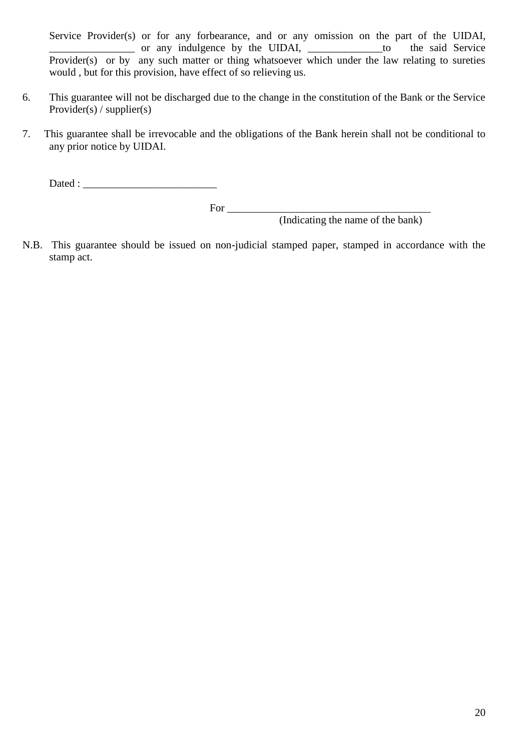Service Provider(s) or for any forbearance, and or any omission on the part of the UIDAI, ________________ or any indulgence by the UIDAI, ______________to the said Service Provider(s) or by any such matter or thing whatsoever which under the law relating to sureties would , but for this provision, have effect of so relieving us.

6. This guarantee will not be discharged due to the change in the constitution of the Bank or the Service Provider(s) / supplier(s)

7. This guarantee shall be irrevocable and the obligations of the Bank herein shall not be conditional to any prior notice by UIDAI.

Dated : _________________________

For ______________________________________
(Indicating the name of the bank)

N.B. This guarantee should be issued on non-judicial stamped paper, stamped in accordance with the stamp act.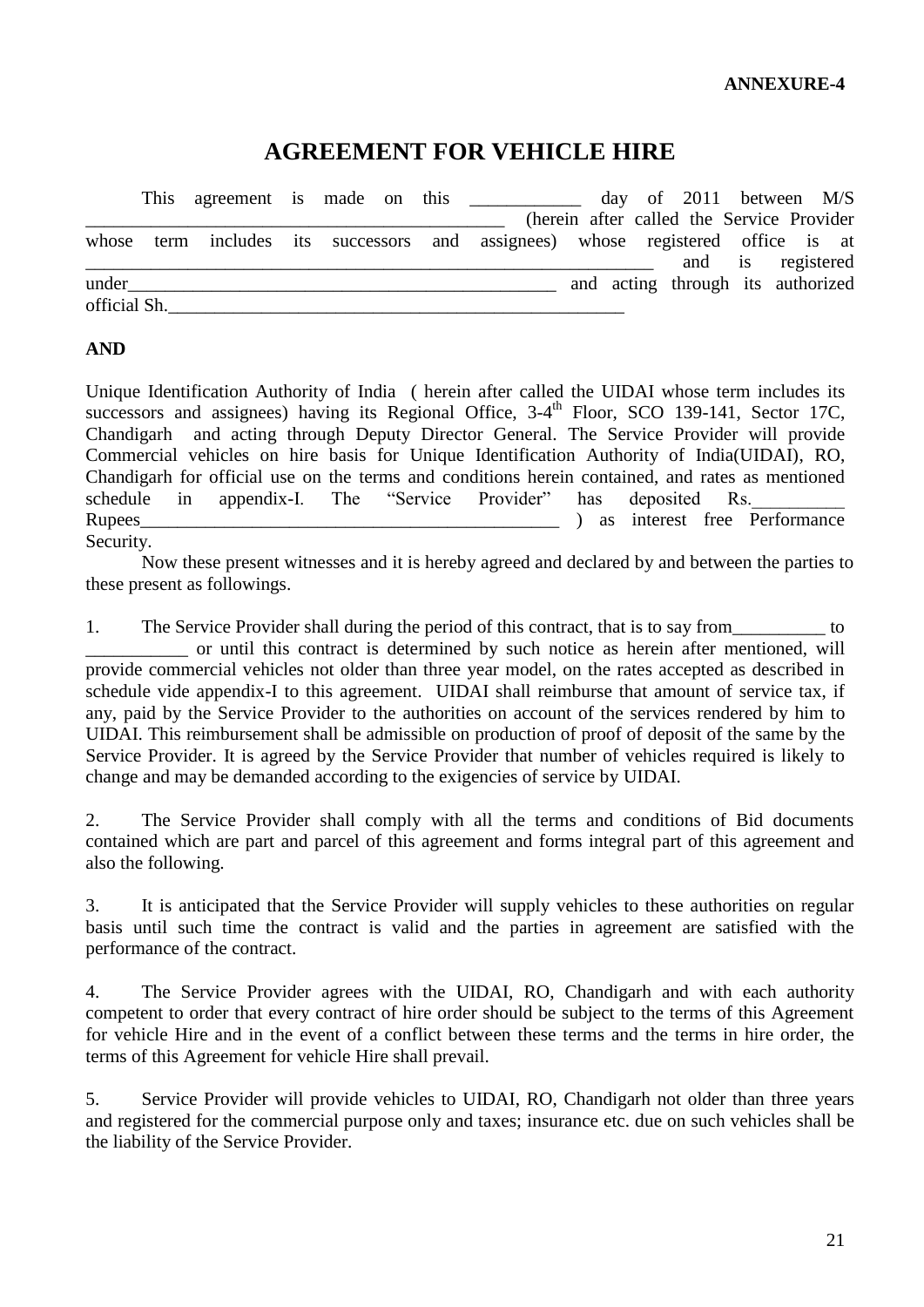**ANNEXURE-4**

# AGREEMENT FOR VEHICLE HIRE

This agreement is made on this ____________ day of 2011 between M/S ________________________________________________ (herein after called the Service Provider whose term includes its successors and assignees) whose registered office is at ______________________________________________________________ and is registered under_______________________________________________ and acting through its authorized official Sh.__________________________________________________

**AND**

Unique Identification Authority of India ( herein after called the UIDAI whose term includes its successors and assignees) having its Regional Office, 3-4th Floor, SCO 139-141, Sector 17C, Chandigarh and acting through Deputy Director General. The Service Provider will provide Commercial vehicles on hire basis for Unique Identification Authority of India(UIDAI), RO, Chandigarh for official use on the terms and conditions herein contained, and rates as mentioned schedule in appendix-I. The "Service Provider" has deposited Rs.__________ Rupees_______________________________________________ ) as interest free Performance Security.

Now these present witnesses and it is hereby agreed and declared by and between the parties to these present as followings.

1. The Service Provider shall during the period of this contract, that is to say from__________ to ___________ or until this contract is determined by such notice as herein after mentioned, will provide commercial vehicles not older than three year model, on the rates accepted as described in schedule vide appendix-I to this agreement. UIDAI shall reimburse that amount of service tax, if any, paid by the Service Provider to the authorities on account of the services rendered by him to UIDAI. This reimbursement shall be admissible on production of proof of deposit of the same by the Service Provider. It is agreed by the Service Provider that number of vehicles required is likely to change and may be demanded according to the exigencies of service by UIDAI.

2. The Service Provider shall comply with all the terms and conditions of Bid documents contained which are part and parcel of this agreement and forms integral part of this agreement and also the following.

3. It is anticipated that the Service Provider will supply vehicles to these authorities on regular basis until such time the contract is valid and the parties in agreement are satisfied with the performance of the contract.

4. The Service Provider agrees with the UIDAI, RO, Chandigarh and with each authority competent to order that every contract of hire order should be subject to the terms of this Agreement for vehicle Hire and in the event of a conflict between these terms and the terms in hire order, the terms of this Agreement for vehicle Hire shall prevail.

5. Service Provider will provide vehicles to UIDAI, RO, Chandigarh not older than three years and registered for the commercial purpose only and taxes; insurance etc. due on such vehicles shall be the liability of the Service Provider.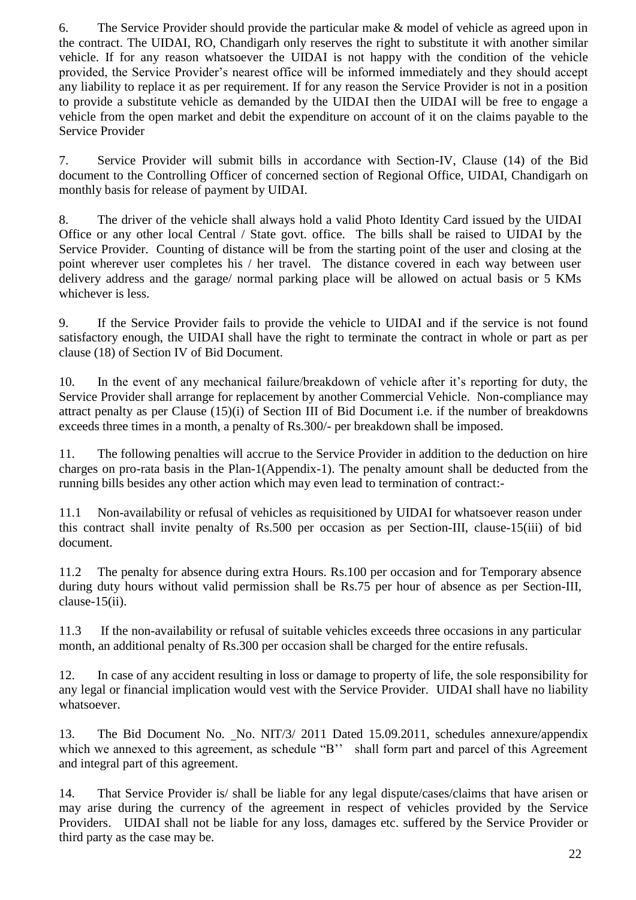6. The Service Provider should provide the particular make & model of vehicle as agreed upon in the contract. The UIDAI, RO, Chandigarh only reserves the right to substitute it with another similar vehicle. If for any reason whatsoever the UIDAI is not happy with the condition of the vehicle provided, the Service Provider's nearest office will be informed immediately and they should accept any liability to replace it as per requirement. If for any reason the Service Provider is not in a position to provide a substitute vehicle as demanded by the UIDAI then the UIDAI will be free to engage a vehicle from the open market and debit the expenditure on account of it on the claims payable to the Service Provider

7. Service Provider will submit bills in accordance with Section-IV, Clause (14) of the Bid document to the Controlling Officer of concerned section of Regional Office, UIDAI, Chandigarh on monthly basis for release of payment by UIDAI.

8. The driver of the vehicle shall always hold a valid Photo Identity Card issued by the UIDAI Office or any other local Central / State govt. office. The bills shall be raised to UIDAI by the Service Provider. Counting of distance will be from the starting point of the user and closing at the point wherever user completes his / her travel. The distance covered in each way between user delivery address and the garage/ normal parking place will be allowed on actual basis or 5 KMs whichever is less.

9. If the Service Provider fails to provide the vehicle to UIDAI and if the service is not found satisfactory enough, the UIDAI shall have the right to terminate the contract in whole or part as per clause (18) of Section IV of Bid Document.

10. In the event of any mechanical failure/breakdown of vehicle after it's reporting for duty, the Service Provider shall arrange for replacement by another Commercial Vehicle. Non-compliance may attract penalty as per Clause (15)(i) of Section III of Bid Document i.e. if the number of breakdowns exceeds three times in a month, a penalty of Rs.300/- per breakdown shall be imposed.

11. The following penalties will accrue to the Service Provider in addition to the deduction on hire charges on pro-rata basis in the Plan-1(Appendix-1). The penalty amount shall be deducted from the running bills besides any other action which may even lead to termination of contract:-

11.1 Non-availability or refusal of vehicles as requisitioned by UIDAI for whatsoever reason under this contract shall invite penalty of Rs.500 per occasion as per Section-III, clause-15(iii) of bid document.

11.2 The penalty for absence during extra Hours. Rs.100 per occasion and for Temporary absence during duty hours without valid permission shall be Rs.75 per hour of absence as per Section-III, clause-15(ii).

11.3 If the non-availability or refusal of suitable vehicles exceeds three occasions in any particular month, an additional penalty of Rs.300 per occasion shall be charged for the entire refusals.

12. In case of any accident resulting in loss or damage to property of life, the sole responsibility for any legal or financial implication would vest with the Service Provider. UIDAI shall have no liability whatsoever.

13. The Bid Document No. _No. NIT/3/ 2011 Dated 15.09.2011, schedules annexure/appendix which we annexed to this agreement, as schedule "B'' shall form part and parcel of this Agreement and integral part of this agreement.

14. That Service Provider is/ shall be liable for any legal dispute/cases/claims that have arisen or may arise during the currency of the agreement in respect of vehicles provided by the Service Providers. UIDAI shall not be liable for any loss, damages etc. suffered by the Service Provider or third party as the case may be.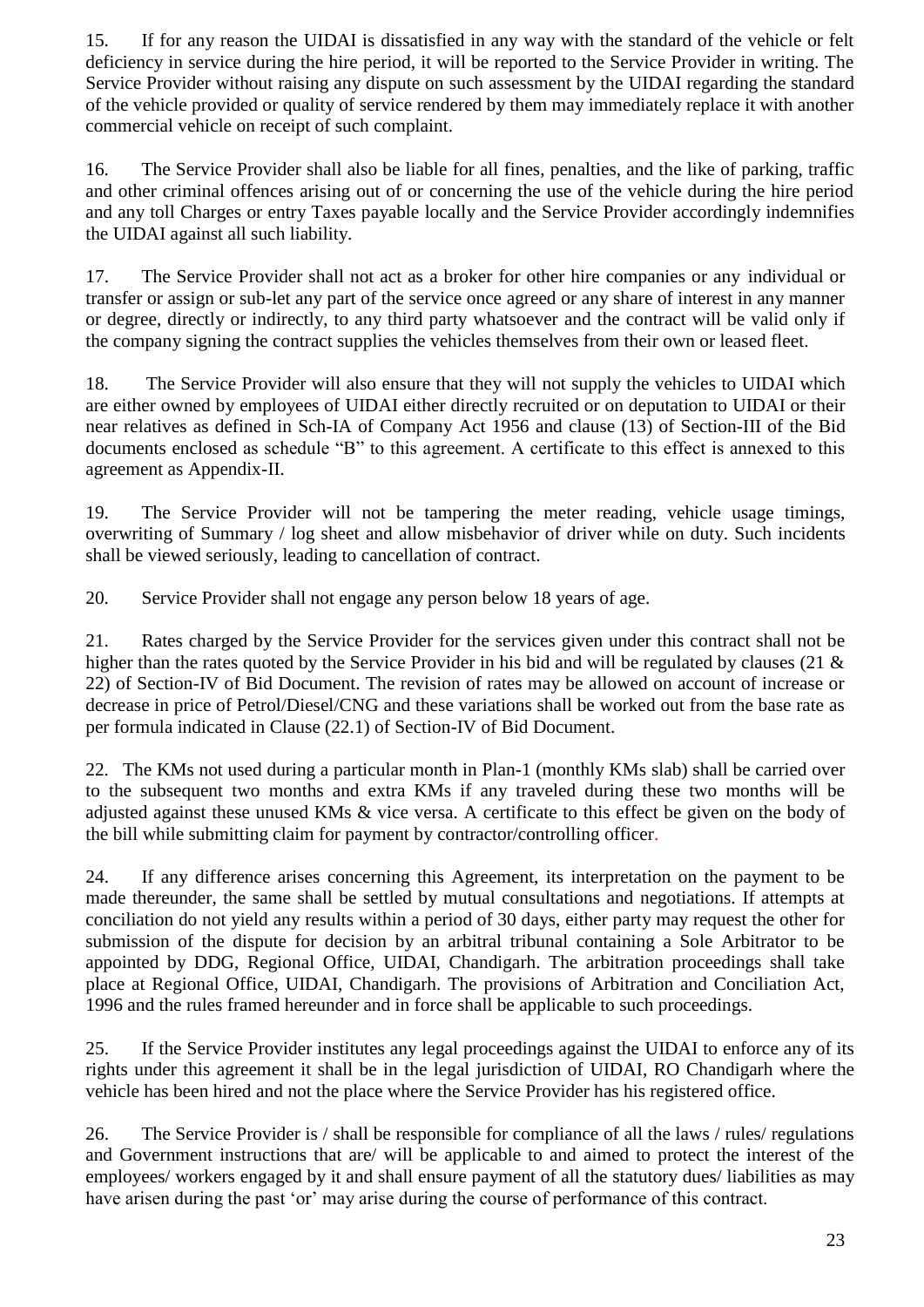15. If for any reason the UIDAI is dissatisfied in any way with the standard of the vehicle or felt deficiency in service during the hire period, it will be reported to the Service Provider in writing. The Service Provider without raising any dispute on such assessment by the UIDAI regarding the standard of the vehicle provided or quality of service rendered by them may immediately replace it with another commercial vehicle on receipt of such complaint.

16. The Service Provider shall also be liable for all fines, penalties, and the like of parking, traffic and other criminal offences arising out of or concerning the use of the vehicle during the hire period and any toll Charges or entry Taxes payable locally and the Service Provider accordingly indemnifies the UIDAI against all such liability.

17. The Service Provider shall not act as a broker for other hire companies or any individual or transfer or assign or sub-let any part of the service once agreed or any share of interest in any manner or degree, directly or indirectly, to any third party whatsoever and the contract will be valid only if the company signing the contract supplies the vehicles themselves from their own or leased fleet.

18. The Service Provider will also ensure that they will not supply the vehicles to UIDAI which are either owned by employees of UIDAI either directly recruited or on deputation to UIDAI or their near relatives as defined in Sch-IA of Company Act 1956 and clause (13) of Section-III of the Bid documents enclosed as schedule "B" to this agreement. A certificate to this effect is annexed to this agreement as Appendix-II.

19. The Service Provider will not be tampering the meter reading, vehicle usage timings, overwriting of Summary / log sheet and allow misbehavior of driver while on duty. Such incidents shall be viewed seriously, leading to cancellation of contract.

20. Service Provider shall not engage any person below 18 years of age.

21. Rates charged by the Service Provider for the services given under this contract shall not be higher than the rates quoted by the Service Provider in his bid and will be regulated by clauses (21 & 22) of Section-IV of Bid Document. The revision of rates may be allowed on account of increase or decrease in price of Petrol/Diesel/CNG and these variations shall be worked out from the base rate as per formula indicated in Clause (22.1) of Section-IV of Bid Document.

22. The KMs not used during a particular month in Plan-1 (monthly KMs slab) shall be carried over to the subsequent two months and extra KMs if any traveled during these two months will be adjusted against these unused KMs & vice versa. A certificate to this effect be given on the body of the bill while submitting claim for payment by contractor/controlling officer.

24. If any difference arises concerning this Agreement, its interpretation on the payment to be made thereunder, the same shall be settled by mutual consultations and negotiations. If attempts at conciliation do not yield any results within a period of 30 days, either party may request the other for submission of the dispute for decision by an arbitral tribunal containing a Sole Arbitrator to be appointed by DDG, Regional Office, UIDAI, Chandigarh. The arbitration proceedings shall take place at Regional Office, UIDAI, Chandigarh. The provisions of Arbitration and Conciliation Act, 1996 and the rules framed hereunder and in force shall be applicable to such proceedings.

25. If the Service Provider institutes any legal proceedings against the UIDAI to enforce any of its rights under this agreement it shall be in the legal jurisdiction of UIDAI, RO Chandigarh where the vehicle has been hired and not the place where the Service Provider has his registered office.

26. The Service Provider is / shall be responsible for compliance of all the laws / rules/ regulations and Government instructions that are/ will be applicable to and aimed to protect the interest of the employees/ workers engaged by it and shall ensure payment of all the statutory dues/ liabilities as may have arisen during the past 'or' may arise during the course of performance of this contract.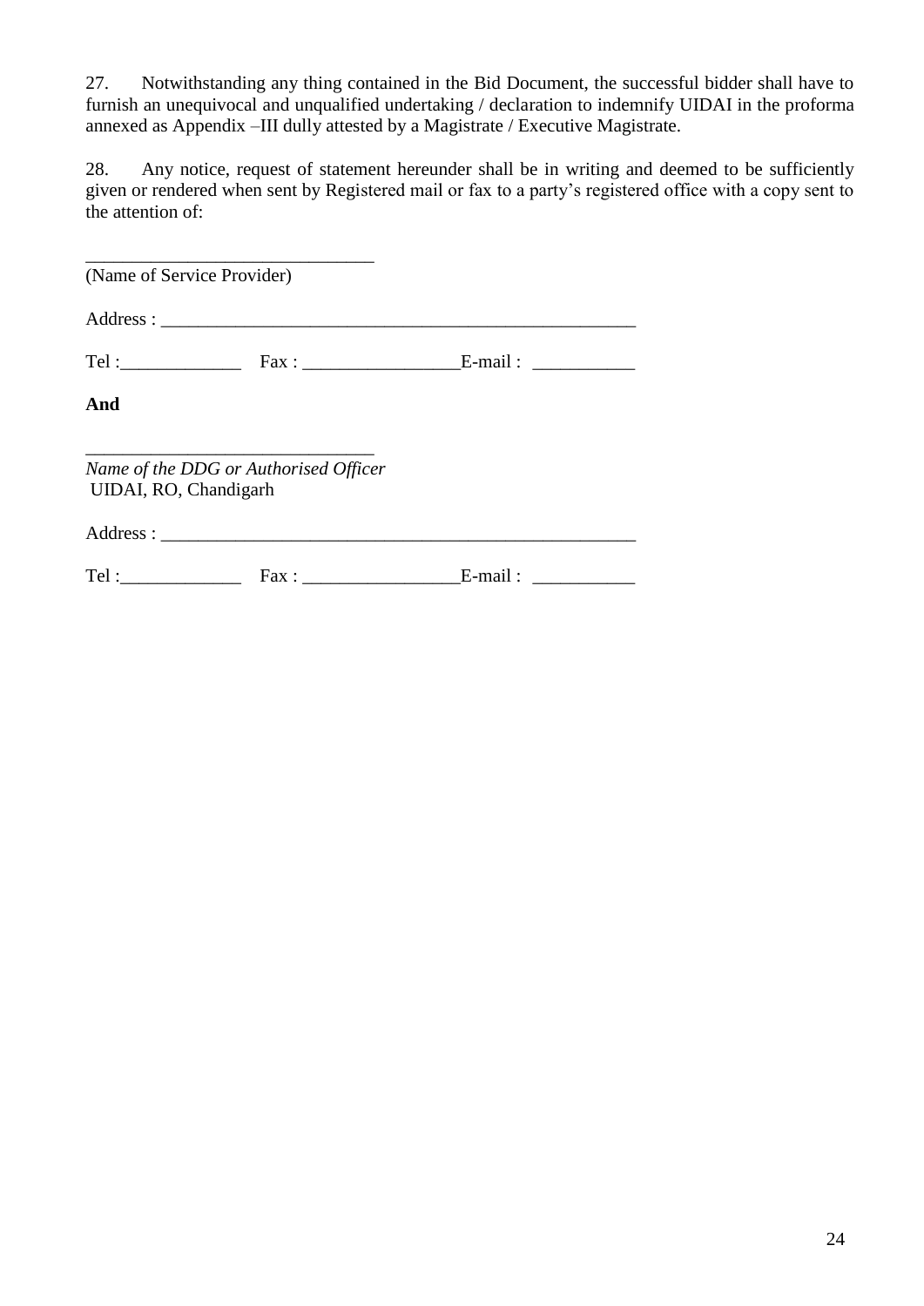27. Notwithstanding any thing contained in the Bid Document, the successful bidder shall have to furnish an unequivocal and unqualified undertaking / declaration to indemnify UIDAI in the proforma annexed as Appendix –III dully attested by a Magistrate / Executive Magistrate.

28. Any notice, request of statement hereunder shall be in writing and deemed to be sufficiently given or rendered when sent by Registered mail or fax to a party's registered office with a copy sent to the attention of:

_______________________________
(Name of Service Provider)

Address : __________________________________________________

Tel :_____________ Fax : _________________E-mail : ___________

**And**

_______________________________
*Name of the DDG or Authorised Officer*
UIDAI, RO, Chandigarh

Address : __________________________________________________

Tel :_____________ Fax : _________________E-mail : ___________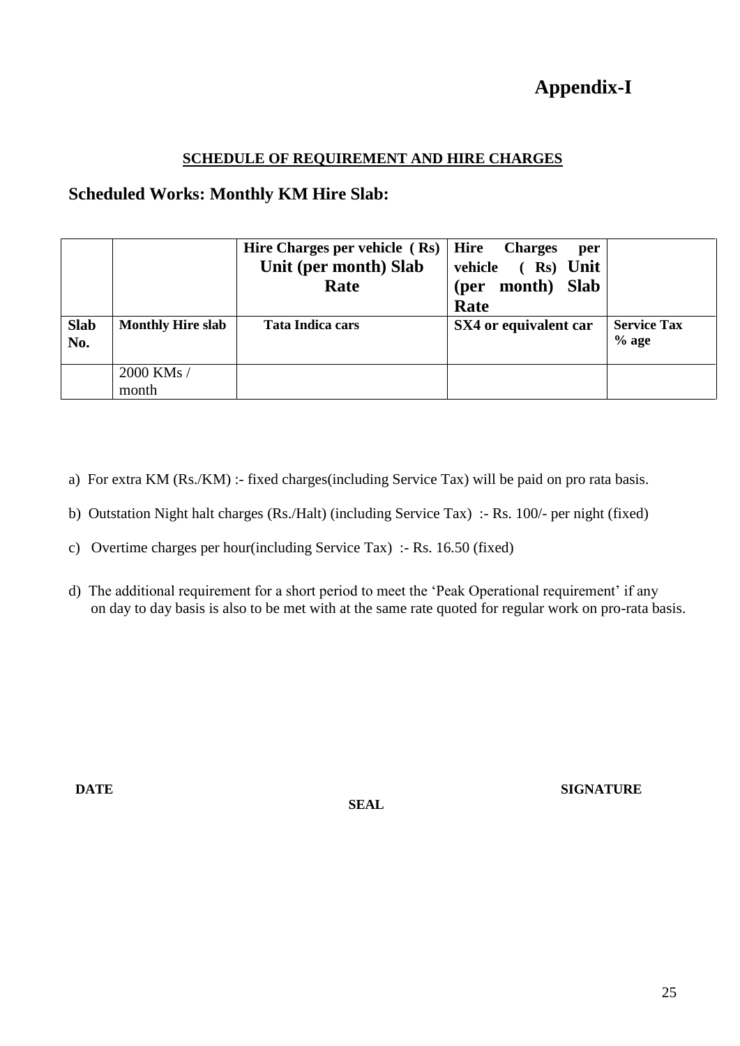# Appendix-I

**SCHEDULE OF REQUIREMENT AND HIRE CHARGES**

## Scheduled Works: Monthly KM Hire Slab:

| | | Hire Charges per vehicle ( Rs) Unit (per month) Slab Rate | Hire Charges per vehicle ( Rs) Unit (per month) Slab Rate | |
|---|---|---|---|---|
| **Slab No.** | **Monthly Hire slab** | **Tata Indica cars** | **SX4 or equivalent car** | **Service Tax % age** |
| | 2000 KMs / month | | | |

a) For extra KM (Rs./KM) :- fixed charges(including Service Tax) will be paid on pro rata basis.

b) Outstation Night halt charges (Rs./Halt) (including Service Tax) :- Rs. 100/- per night (fixed)

c) Overtime charges per hour(including Service Tax) :- Rs. 16.50 (fixed)

d) The additional requirement for a short period to meet the 'Peak Operational requirement' if any on day to day basis is also to be met with at the same rate quoted for regular work on pro-rata basis.

**DATE** **SEAL** **SIGNATURE**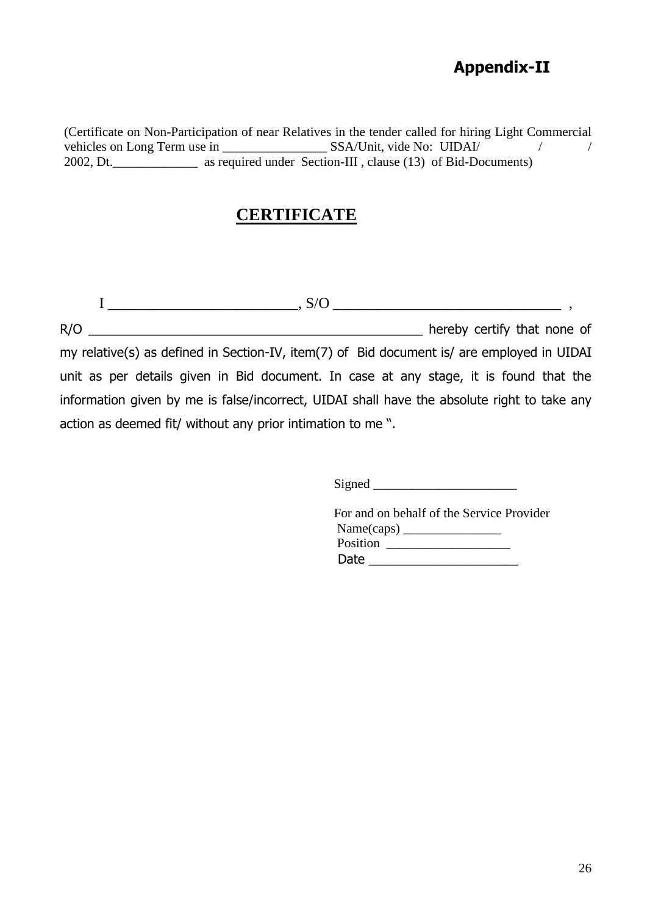**Appendix-II**

(Certificate on Non-Participation of near Relatives in the tender called for hiring Light Commercial vehicles on Long Term use in ________________ SSA/Unit, vide No: UIDAI/ / / 2002, Dt.______________ as required under Section-III , clause (13) of Bid-Documents)

# CERTIFICATE

I __________________________, S/O ________________________________ , R/O _________________________________________________ hereby certify that none of my relative(s) as defined in Section-IV, item(7) of Bid document is/ are employed in UIDAI unit as per details given in Bid document. In case at any stage, it is found that the information given by me is false/incorrect, UIDAI shall have the absolute right to take any action as deemed fit/ without any prior intimation to me ".

Signed _______________________

For and on behalf of the Service Provider
Name(caps) ________________
Position ____________________
Date ______________________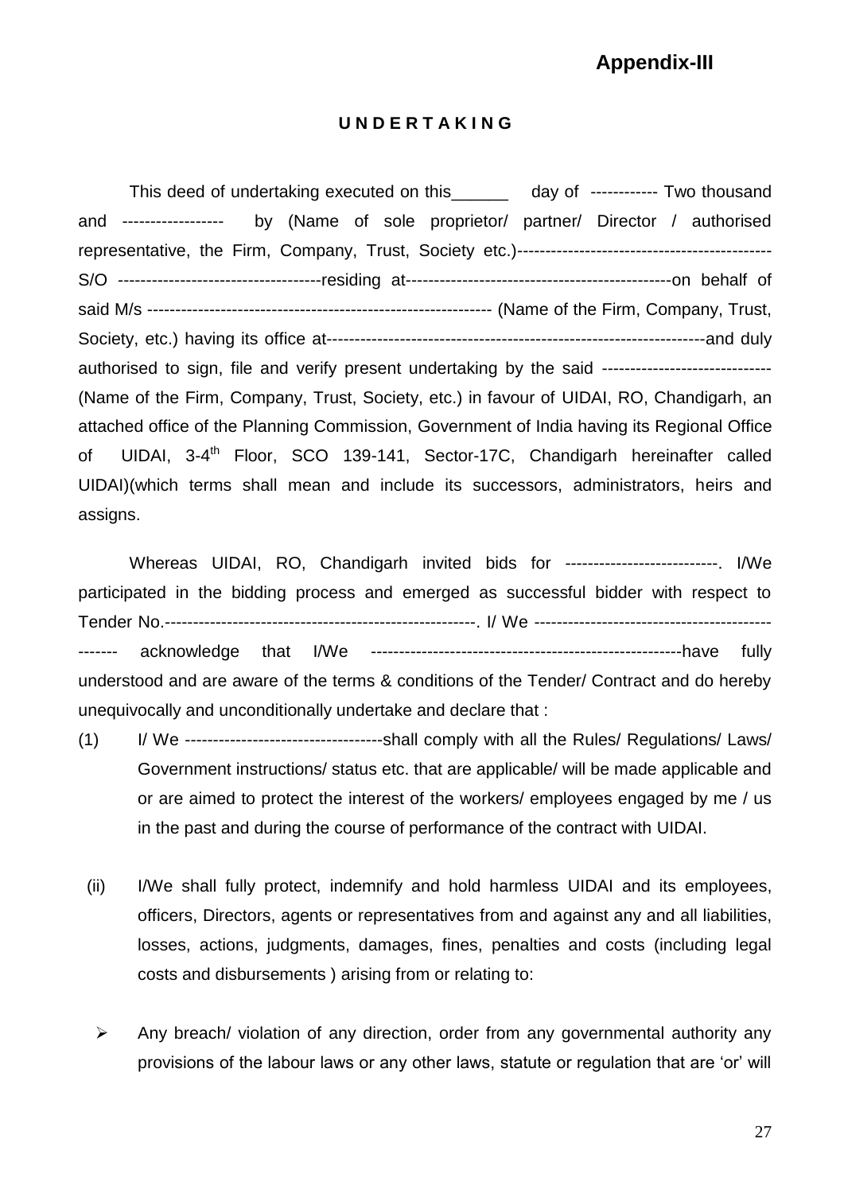**Appendix-III**

**U N D E R T A K I N G**

This deed of undertaking executed on this______ day of ----------- Two thousand and ----------------- by (Name of sole proprietor/ partner/ Director / authorised representative, the Firm, Company, Trust, Society etc.)-------------------------------------------- S/O -----------------------------------residing at----------------------------------------------on behalf of said M/s ------------------------------------------------------------ (Name of the Firm, Company, Trust, Society, etc.) having its office at------------------------------------------------------------------and duly authorised to sign, file and verify present undertaking by the said ------------------------------ (Name of the Firm, Company, Trust, Society, etc.) in favour of UIDAI, RO, Chandigarh, an attached office of the Planning Commission, Government of India having its Regional Office of UIDAI, 3-4th Floor, SCO 139-141, Sector-17C, Chandigarh hereinafter called UIDAI)(which terms shall mean and include its successors, administrators, heirs and assigns.

Whereas UIDAI, RO, Chandigarh invited bids for ---------------------------. I/We participated in the bidding process and emerged as successful bidder with respect to Tender No.------------------------------------------------------. I/ We ------------------------------------------------ acknowledge that I/We ------------------------------------------------------have fully understood and are aware of the terms & conditions of the Tender/ Contract and do hereby unequivocally and unconditionally undertake and declare that :

(1) I/ We ----------------------------------shall comply with all the Rules/ Regulations/ Laws/ Government instructions/ status etc. that are applicable/ will be made applicable and or are aimed to protect the interest of the workers/ employees engaged by me / us in the past and during the course of performance of the contract with UIDAI.

(ii) I/We shall fully protect, indemnify and hold harmless UIDAI and its employees, officers, Directors, agents or representatives from and against any and all liabilities, losses, actions, judgments, damages, fines, penalties and costs (including legal costs and disbursements ) arising from or relating to:

- Any breach/ violation of any direction, order from any governmental authority any provisions of the labour laws or any other laws, statute or regulation that are 'or' will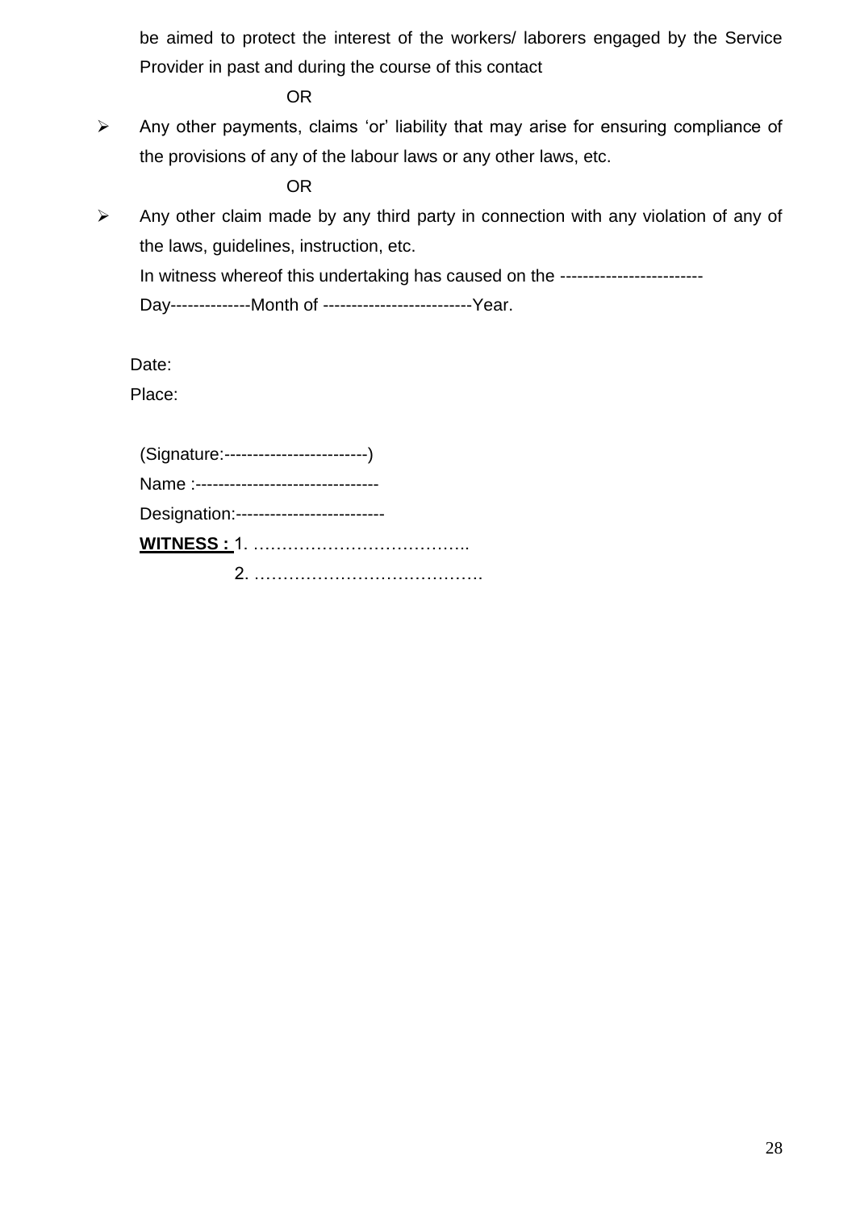be aimed to protect the interest of the workers/ laborers engaged by the Service Provider in past and during the course of this contact

OR

- Any other payments, claims 'or' liability that may arise for ensuring compliance of the provisions of any of the labour laws or any other laws, etc.

OR

- Any other claim made by any third party in connection with any violation of any of the laws, guidelines, instruction, etc.

  In witness whereof this undertaking has caused on the -------------------------

  Day--------------Month of --------------------------Year.

Date:

Place:

(Signature:-------------------------)

Name :--------------------------------

Designation:--------------------------

**WITNESS :** 1. ………………………………..

2. ………………………………….